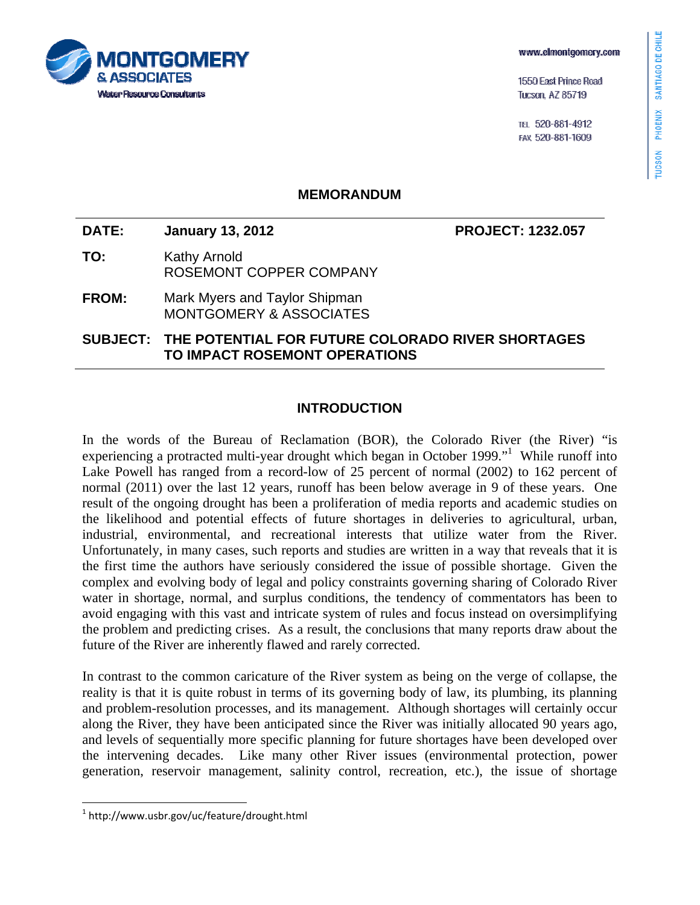**MONTGOMERY & ASSOCIATES**
Water Resource Consultants

www.elmontgomery.com

1550 East Prince Road
Tucson, AZ 85719

TEL 520-881-4912
FAX 520-881-1609

TUCSON PHOENIX SANTIAGO DE CHILE

# MEMORANDUM

**DATE:** **January 13, 2012** **PROJECT: 1232.057**

**TO:** Kathy Arnold
ROSEMONT COPPER COMPANY

**FROM:** Mark Myers and Taylor Shipman
MONTGOMERY & ASSOCIATES

**SUBJECT: THE POTENTIAL FOR FUTURE COLORADO RIVER SHORTAGES TO IMPACT ROSEMONT OPERATIONS**

## INTRODUCTION

In the words of the Bureau of Reclamation (BOR), the Colorado River (the River) "is experiencing a protracted multi-year drought which began in October 1999."[1] While runoff into Lake Powell has ranged from a record-low of 25 percent of normal (2002) to 162 percent of normal (2011) over the last 12 years, runoff has been below average in 9 of these years. One result of the ongoing drought has been a proliferation of media reports and academic studies on the likelihood and potential effects of future shortages in deliveries to agricultural, urban, industrial, environmental, and recreational interests that utilize water from the River. Unfortunately, in many cases, such reports and studies are written in a way that reveals that it is the first time the authors have seriously considered the issue of possible shortage. Given the complex and evolving body of legal and policy constraints governing sharing of Colorado River water in shortage, normal, and surplus conditions, the tendency of commentators has been to avoid engaging with this vast and intricate system of rules and focus instead on oversimplifying the problem and predicting crises. As a result, the conclusions that many reports draw about the future of the River are inherently flawed and rarely corrected.

In contrast to the common caricature of the River system as being on the verge of collapse, the reality is that it is quite robust in terms of its governing body of law, its plumbing, its planning and problem-resolution processes, and its management. Although shortages will certainly occur along the River, they have been anticipated since the River was initially allocated 90 years ago, and levels of sequentially more specific planning for future shortages have been developed over the intervening decades. Like many other River issues (environmental protection, power generation, reservoir management, salinity control, recreation, etc.), the issue of shortage

[1] http://www.usbr.gov/uc/feature/drought.html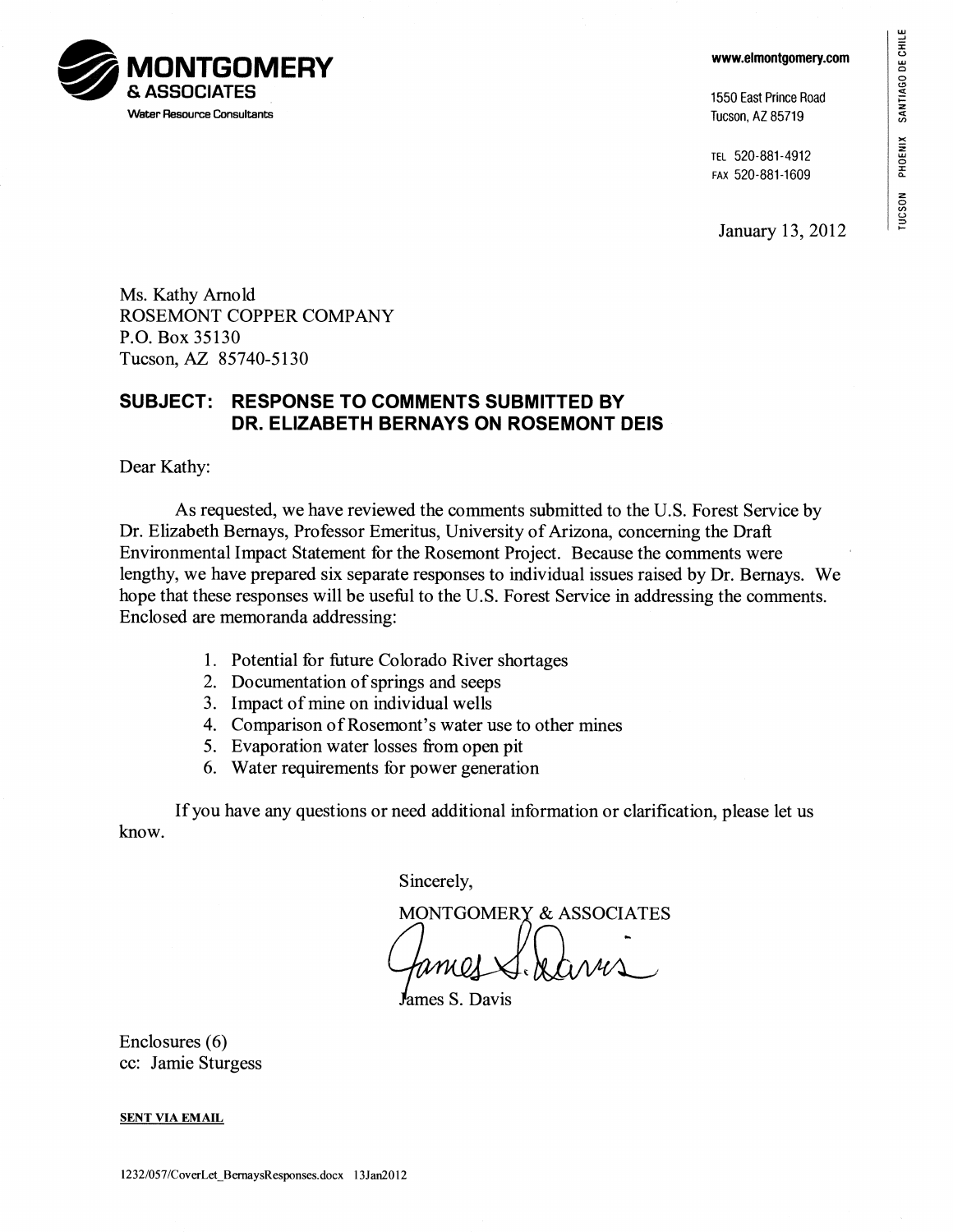**MONTGOMERY & ASSOCIATES**
Water Resource Consultants

www.elmontgomery.com

1550 East Prince Road
Tucson, AZ 85719

TEL 520-881-4912
FAX 520-881-1609

TUCSON PHOENIX SANTIAGO DE CHILE

January 13, 2012

Ms. Kathy Arnold
ROSEMONT COPPER COMPANY
P.O. Box 35130
Tucson, AZ 85740-5130

## SUBJECT: RESPONSE TO COMMENTS SUBMITTED BY DR. ELIZABETH BERNAYS ON ROSEMONT DEIS

Dear Kathy:

As requested, we have reviewed the comments submitted to the U.S. Forest Service by Dr. Elizabeth Bernays, Professor Emeritus, University of Arizona, concerning the Draft Environmental Impact Statement for the Rosemont Project. Because the comments were lengthy, we have prepared six separate responses to individual issues raised by Dr. Bernays. We hope that these responses will be useful to the U.S. Forest Service in addressing the comments. Enclosed are memoranda addressing:

1. Potential for future Colorado River shortages
2. Documentation of springs and seeps
3. Impact of mine on individual wells
4. Comparison of Rosemont's water use to other mines
5. Evaporation water losses from open pit
6. Water requirements for power generation

If you have any questions or need additional information or clarification, please let us know.

Sincerely,

MONTGOMERY & ASSOCIATES

James S. Davis

Enclosures (6)
cc: Jamie Sturgess

**SENT VIA EMAIL**

1232/057/CoverLet_BernaysResponses.docx 13Jan2012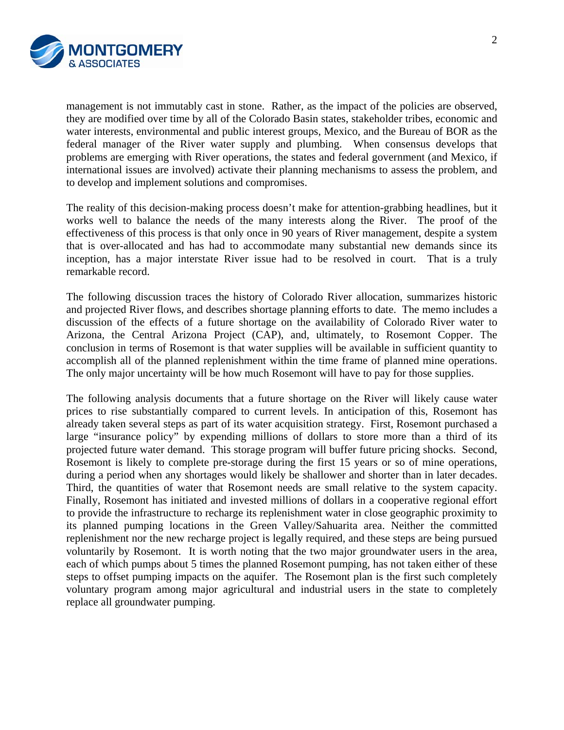management is not immutably cast in stone. Rather, as the impact of the policies are observed, they are modified over time by all of the Colorado Basin states, stakeholder tribes, economic and water interests, environmental and public interest groups, Mexico, and the Bureau of BOR as the federal manager of the River water supply and plumbing. When consensus develops that problems are emerging with River operations, the states and federal government (and Mexico, if international issues are involved) activate their planning mechanisms to assess the problem, and to develop and implement solutions and compromises.

The reality of this decision-making process doesn't make for attention-grabbing headlines, but it works well to balance the needs of the many interests along the River. The proof of the effectiveness of this process is that only once in 90 years of River management, despite a system that is over-allocated and has had to accommodate many substantial new demands since its inception, has a major interstate River issue had to be resolved in court. That is a truly remarkable record.

The following discussion traces the history of Colorado River allocation, summarizes historic and projected River flows, and describes shortage planning efforts to date. The memo includes a discussion of the effects of a future shortage on the availability of Colorado River water to Arizona, the Central Arizona Project (CAP), and, ultimately, to Rosemont Copper. The conclusion in terms of Rosemont is that water supplies will be available in sufficient quantity to accomplish all of the planned replenishment within the time frame of planned mine operations. The only major uncertainty will be how much Rosemont will have to pay for those supplies.

The following analysis documents that a future shortage on the River will likely cause water prices to rise substantially compared to current levels. In anticipation of this, Rosemont has already taken several steps as part of its water acquisition strategy. First, Rosemont purchased a large "insurance policy" by expending millions of dollars to store more than a third of its projected future water demand. This storage program will buffer future pricing shocks. Second, Rosemont is likely to complete pre-storage during the first 15 years or so of mine operations, during a period when any shortages would likely be shallower and shorter than in later decades. Third, the quantities of water that Rosemont needs are small relative to the system capacity. Finally, Rosemont has initiated and invested millions of dollars in a cooperative regional effort to provide the infrastructure to recharge its replenishment water in close geographic proximity to its planned pumping locations in the Green Valley/Sahuarita area. Neither the committed replenishment nor the new recharge project is legally required, and these steps are being pursued voluntarily by Rosemont. It is worth noting that the two major groundwater users in the area, each of which pumps about 5 times the planned Rosemont pumping, has not taken either of these steps to offset pumping impacts on the aquifer. The Rosemont plan is the first such completely voluntary program among major agricultural and industrial users in the state to completely replace all groundwater pumping.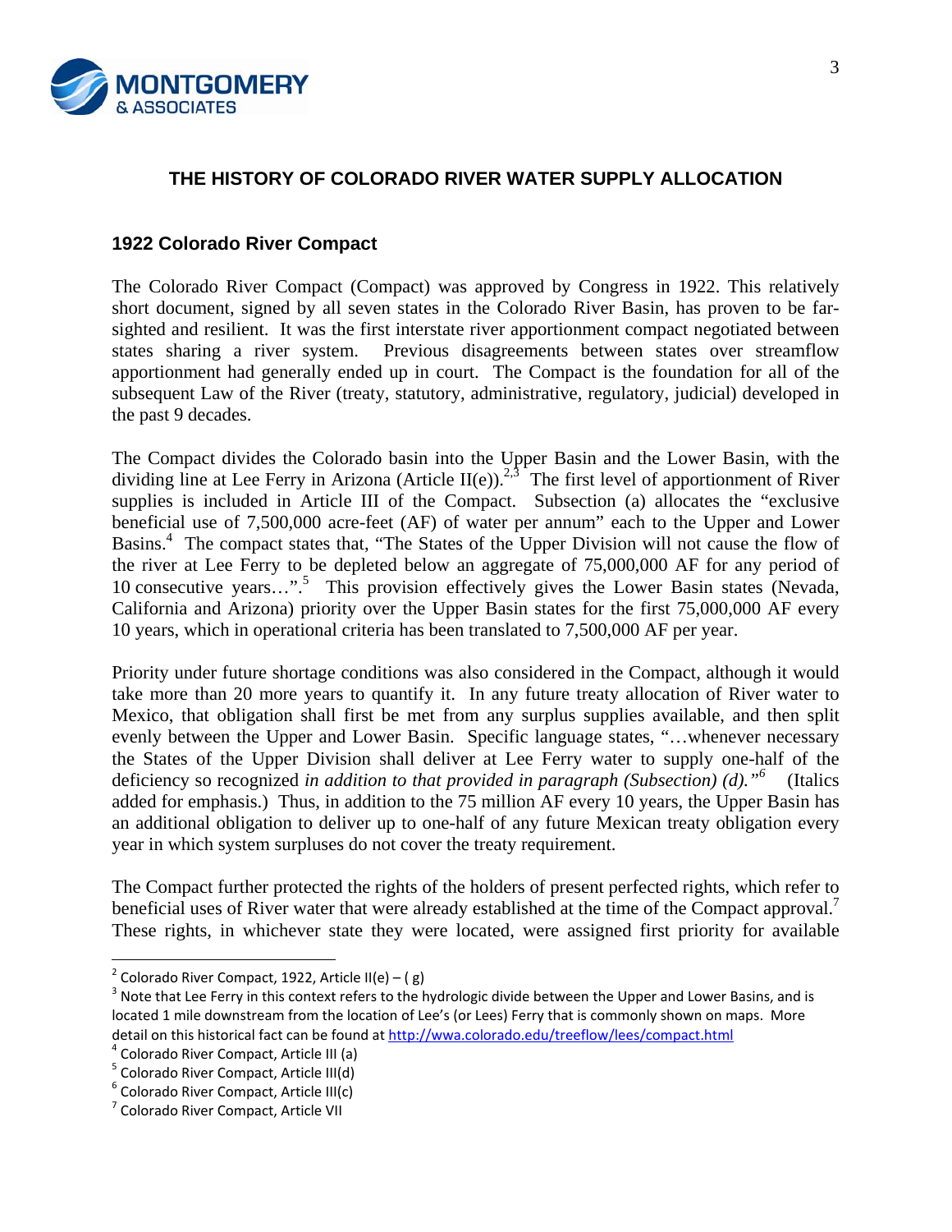## THE HISTORY OF COLORADO RIVER WATER SUPPLY ALLOCATION

### 1922 Colorado River Compact

The Colorado River Compact (Compact) was approved by Congress in 1922. This relatively short document, signed by all seven states in the Colorado River Basin, has proven to be far-sighted and resilient. It was the first interstate river apportionment compact negotiated between states sharing a river system. Previous disagreements between states over streamflow apportionment had generally ended up in court. The Compact is the foundation for all of the subsequent Law of the River (treaty, statutory, administrative, regulatory, judicial) developed in the past 9 decades.

The Compact divides the Colorado basin into the Upper Basin and the Lower Basin, with the dividing line at Lee Ferry in Arizona (Article II(e)).[2,3] The first level of apportionment of River supplies is included in Article III of the Compact. Subsection (a) allocates the "exclusive beneficial use of 7,500,000 acre-feet (AF) of water per annum" each to the Upper and Lower Basins.[4] The compact states that, "The States of the Upper Division will not cause the flow of the river at Lee Ferry to be depleted below an aggregate of 75,000,000 AF for any period of 10 consecutive years…".[5] This provision effectively gives the Lower Basin states (Nevada, California and Arizona) priority over the Upper Basin states for the first 75,000,000 AF every 10 years, which in operational criteria has been translated to 7,500,000 AF per year.

Priority under future shortage conditions was also considered in the Compact, although it would take more than 20 more years to quantify it. In any future treaty allocation of River water to Mexico, that obligation shall first be met from any surplus supplies available, and then split evenly between the Upper and Lower Basin. Specific language states, "…whenever necessary the States of the Upper Division shall deliver at Lee Ferry water to supply one-half of the deficiency so recognized *in addition to that provided in paragraph (Subsection) (d).*"[6] (Italics added for emphasis.) Thus, in addition to the 75 million AF every 10 years, the Upper Basin has an additional obligation to deliver up to one-half of any future Mexican treaty obligation every year in which system surpluses do not cover the treaty requirement.

The Compact further protected the rights of the holders of present perfected rights, which refer to beneficial uses of River water that were already established at the time of the Compact approval.[7] These rights, in whichever state they were located, were assigned first priority for available

---

[2] Colorado River Compact, 1922, Article II(e) – ( g)

[3] Note that Lee Ferry in this context refers to the hydrologic divide between the Upper and Lower Basins, and is located 1 mile downstream from the location of Lee's (or Lees) Ferry that is commonly shown on maps. More detail on this historical fact can be found at http://wwa.colorado.edu/treeflow/lees/compact.html

[4] Colorado River Compact, Article III (a)

[5] Colorado River Compact, Article III(d)

[6] Colorado River Compact, Article III(c)

[7] Colorado River Compact, Article VII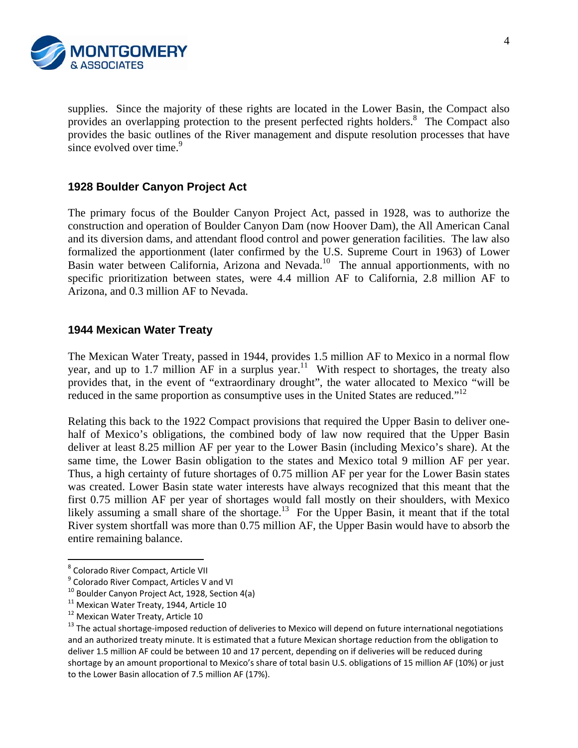supplies. Since the majority of these rights are located in the Lower Basin, the Compact also provides an overlapping protection to the present perfected rights holders.[8] The Compact also provides the basic outlines of the River management and dispute resolution processes that have since evolved over time.[9]

### 1928 Boulder Canyon Project Act

The primary focus of the Boulder Canyon Project Act, passed in 1928, was to authorize the construction and operation of Boulder Canyon Dam (now Hoover Dam), the All American Canal and its diversion dams, and attendant flood control and power generation facilities. The law also formalized the apportionment (later confirmed by the U.S. Supreme Court in 1963) of Lower Basin water between California, Arizona and Nevada.[10] The annual apportionments, with no specific prioritization between states, were 4.4 million AF to California, 2.8 million AF to Arizona, and 0.3 million AF to Nevada.

### 1944 Mexican Water Treaty

The Mexican Water Treaty, passed in 1944, provides 1.5 million AF to Mexico in a normal flow year, and up to 1.7 million AF in a surplus year.[11] With respect to shortages, the treaty also provides that, in the event of "extraordinary drought", the water allocated to Mexico "will be reduced in the same proportion as consumptive uses in the United States are reduced."[12]

Relating this back to the 1922 Compact provisions that required the Upper Basin to deliver one-half of Mexico's obligations, the combined body of law now required that the Upper Basin deliver at least 8.25 million AF per year to the Lower Basin (including Mexico's share). At the same time, the Lower Basin obligation to the states and Mexico total 9 million AF per year. Thus, a high certainty of future shortages of 0.75 million AF per year for the Lower Basin states was created. Lower Basin state water interests have always recognized that this meant that the first 0.75 million AF per year of shortages would fall mostly on their shoulders, with Mexico likely assuming a small share of the shortage.[13] For the Upper Basin, it meant that if the total River system shortfall was more than 0.75 million AF, the Upper Basin would have to absorb the entire remaining balance.

---

[8] Colorado River Compact, Article VII

[9] Colorado River Compact, Articles V and VI

[10] Boulder Canyon Project Act, 1928, Section 4(a)

[11] Mexican Water Treaty, 1944, Article 10

[12] Mexican Water Treaty, Article 10

[13] The actual shortage-imposed reduction of deliveries to Mexico will depend on future international negotiations and an authorized treaty minute. It is estimated that a future Mexican shortage reduction from the obligation to deliver 1.5 million AF could be between 10 and 17 percent, depending on if deliveries will be reduced during shortage by an amount proportional to Mexico's share of total basin U.S. obligations of 15 million AF (10%) or just to the Lower Basin allocation of 7.5 million AF (17%).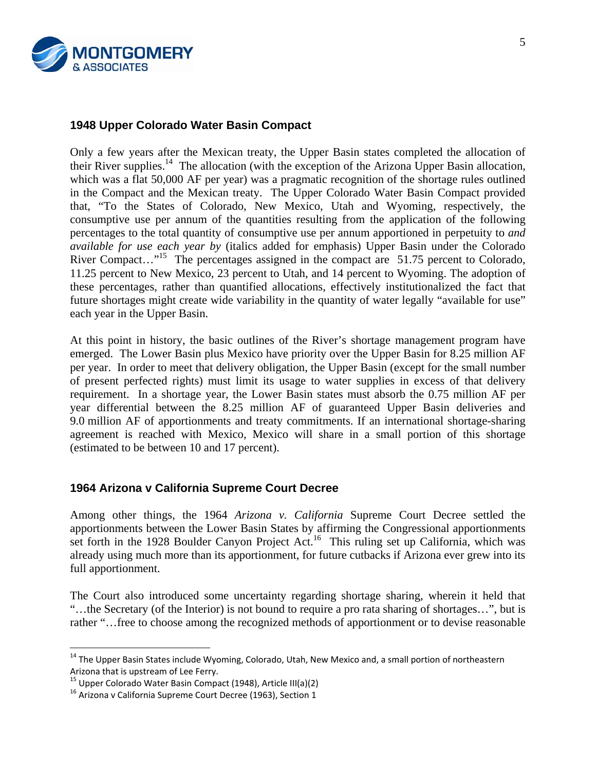### 1948 Upper Colorado Water Basin Compact

Only a few years after the Mexican treaty, the Upper Basin states completed the allocation of their River supplies.[14] The allocation (with the exception of the Arizona Upper Basin allocation, which was a flat 50,000 AF per year) was a pragmatic recognition of the shortage rules outlined in the Compact and the Mexican treaty. The Upper Colorado Water Basin Compact provided that, "To the States of Colorado, New Mexico, Utah and Wyoming, respectively, the consumptive use per annum of the quantities resulting from the application of the following percentages to the total quantity of consumptive use per annum apportioned in perpetuity to *and available for use each year by* (italics added for emphasis) Upper Basin under the Colorado River Compact…"[15] The percentages assigned in the compact are 51.75 percent to Colorado, 11.25 percent to New Mexico, 23 percent to Utah, and 14 percent to Wyoming. The adoption of these percentages, rather than quantified allocations, effectively institutionalized the fact that future shortages might create wide variability in the quantity of water legally "available for use" each year in the Upper Basin.

At this point in history, the basic outlines of the River's shortage management program have emerged. The Lower Basin plus Mexico have priority over the Upper Basin for 8.25 million AF per year. In order to meet that delivery obligation, the Upper Basin (except for the small number of present perfected rights) must limit its usage to water supplies in excess of that delivery requirement. In a shortage year, the Lower Basin states must absorb the 0.75 million AF per year differential between the 8.25 million AF of guaranteed Upper Basin deliveries and 9.0 million AF of apportionments and treaty commitments. If an international shortage-sharing agreement is reached with Mexico, Mexico will share in a small portion of this shortage (estimated to be between 10 and 17 percent).

### 1964 Arizona v California Supreme Court Decree

Among other things, the 1964 *Arizona v. California* Supreme Court Decree settled the apportionments between the Lower Basin States by affirming the Congressional apportionments set forth in the 1928 Boulder Canyon Project Act.[16] This ruling set up California, which was already using much more than its apportionment, for future cutbacks if Arizona ever grew into its full apportionment.

The Court also introduced some uncertainty regarding shortage sharing, wherein it held that "…the Secretary (of the Interior) is not bound to require a pro rata sharing of shortages…", but is rather "…free to choose among the recognized methods of apportionment or to devise reasonable

---

[14] The Upper Basin States include Wyoming, Colorado, Utah, New Mexico and, a small portion of northeastern Arizona that is upstream of Lee Ferry.

[15] Upper Colorado Water Basin Compact (1948), Article III(a)(2)

[16] Arizona v California Supreme Court Decree (1963), Section 1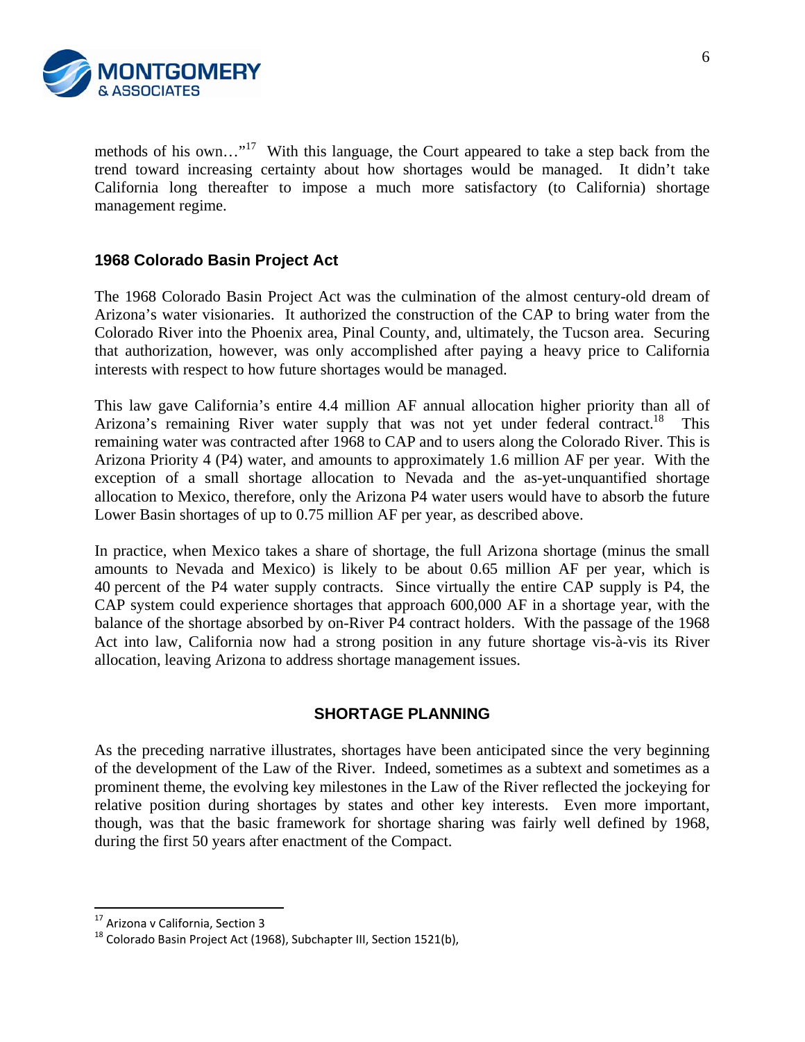methods of his own…"[17] With this language, the Court appeared to take a step back from the trend toward increasing certainty about how shortages would be managed. It didn't take California long thereafter to impose a much more satisfactory (to California) shortage management regime.

### 1968 Colorado Basin Project Act

The 1968 Colorado Basin Project Act was the culmination of the almost century-old dream of Arizona's water visionaries. It authorized the construction of the CAP to bring water from the Colorado River into the Phoenix area, Pinal County, and, ultimately, the Tucson area. Securing that authorization, however, was only accomplished after paying a heavy price to California interests with respect to how future shortages would be managed.

This law gave California's entire 4.4 million AF annual allocation higher priority than all of Arizona's remaining River water supply that was not yet under federal contract.[18] This remaining water was contracted after 1968 to CAP and to users along the Colorado River. This is Arizona Priority 4 (P4) water, and amounts to approximately 1.6 million AF per year. With the exception of a small shortage allocation to Nevada and the as-yet-unquantified shortage allocation to Mexico, therefore, only the Arizona P4 water users would have to absorb the future Lower Basin shortages of up to 0.75 million AF per year, as described above.

In practice, when Mexico takes a share of shortage, the full Arizona shortage (minus the small amounts to Nevada and Mexico) is likely to be about 0.65 million AF per year, which is 40 percent of the P4 water supply contracts. Since virtually the entire CAP supply is P4, the CAP system could experience shortages that approach 600,000 AF in a shortage year, with the balance of the shortage absorbed by on-River P4 contract holders. With the passage of the 1968 Act into law, California now had a strong position in any future shortage vis-à-vis its River allocation, leaving Arizona to address shortage management issues.

## SHORTAGE PLANNING

As the preceding narrative illustrates, shortages have been anticipated since the very beginning of the development of the Law of the River. Indeed, sometimes as a subtext and sometimes as a prominent theme, the evolving key milestones in the Law of the River reflected the jockeying for relative position during shortages by states and other key interests. Even more important, though, was that the basic framework for shortage sharing was fairly well defined by 1968, during the first 50 years after enactment of the Compact.

---

[17] Arizona v California, Section 3

[18] Colorado Basin Project Act (1968), Subchapter III, Section 1521(b),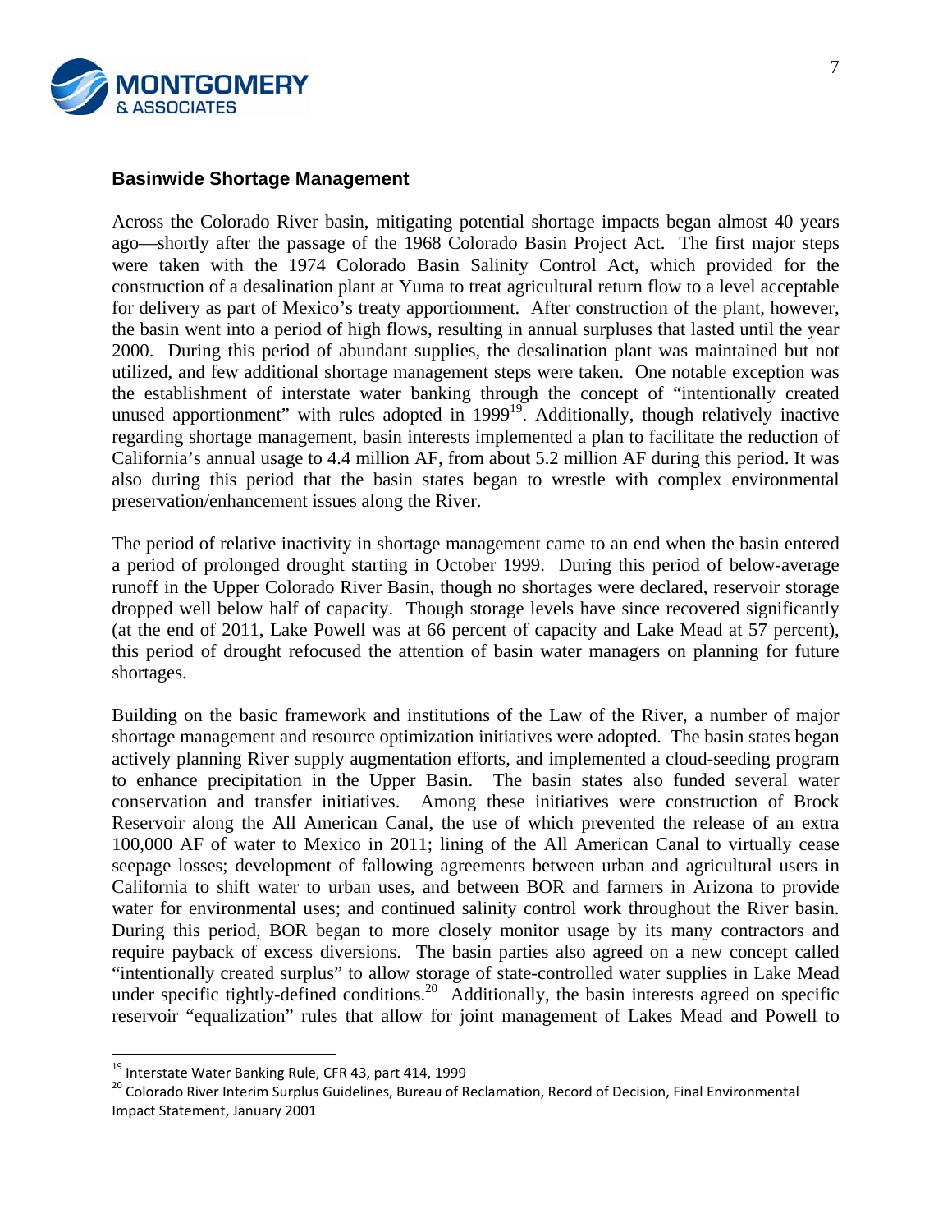## Basinwide Shortage Management

Across the Colorado River basin, mitigating potential shortage impacts began almost 40 years ago—shortly after the passage of the 1968 Colorado Basin Project Act. The first major steps were taken with the 1974 Colorado Basin Salinity Control Act, which provided for the construction of a desalination plant at Yuma to treat agricultural return flow to a level acceptable for delivery as part of Mexico's treaty apportionment. After construction of the plant, however, the basin went into a period of high flows, resulting in annual surpluses that lasted until the year 2000. During this period of abundant supplies, the desalination plant was maintained but not utilized, and few additional shortage management steps were taken. One notable exception was the establishment of interstate water banking through the concept of "intentionally created unused apportionment" with rules adopted in 1999[19]. Additionally, though relatively inactive regarding shortage management, basin interests implemented a plan to facilitate the reduction of California's annual usage to 4.4 million AF, from about 5.2 million AF during this period. It was also during this period that the basin states began to wrestle with complex environmental preservation/enhancement issues along the River.

The period of relative inactivity in shortage management came to an end when the basin entered a period of prolonged drought starting in October 1999. During this period of below-average runoff in the Upper Colorado River Basin, though no shortages were declared, reservoir storage dropped well below half of capacity. Though storage levels have since recovered significantly (at the end of 2011, Lake Powell was at 66 percent of capacity and Lake Mead at 57 percent), this period of drought refocused the attention of basin water managers on planning for future shortages.

Building on the basic framework and institutions of the Law of the River, a number of major shortage management and resource optimization initiatives were adopted. The basin states began actively planning River supply augmentation efforts, and implemented a cloud-seeding program to enhance precipitation in the Upper Basin. The basin states also funded several water conservation and transfer initiatives. Among these initiatives were construction of Brock Reservoir along the All American Canal, the use of which prevented the release of an extra 100,000 AF of water to Mexico in 2011; lining of the All American Canal to virtually cease seepage losses; development of fallowing agreements between urban and agricultural users in California to shift water to urban uses, and between BOR and farmers in Arizona to provide water for environmental uses; and continued salinity control work throughout the River basin. During this period, BOR began to more closely monitor usage by its many contractors and require payback of excess diversions. The basin parties also agreed on a new concept called "intentionally created surplus" to allow storage of state-controlled water supplies in Lake Mead under specific tightly-defined conditions.[20] Additionally, the basin interests agreed on specific reservoir "equalization" rules that allow for joint management of Lakes Mead and Powell to

[19] Interstate Water Banking Rule, CFR 43, part 414, 1999

[20] Colorado River Interim Surplus Guidelines, Bureau of Reclamation, Record of Decision, Final Environmental Impact Statement, January 2001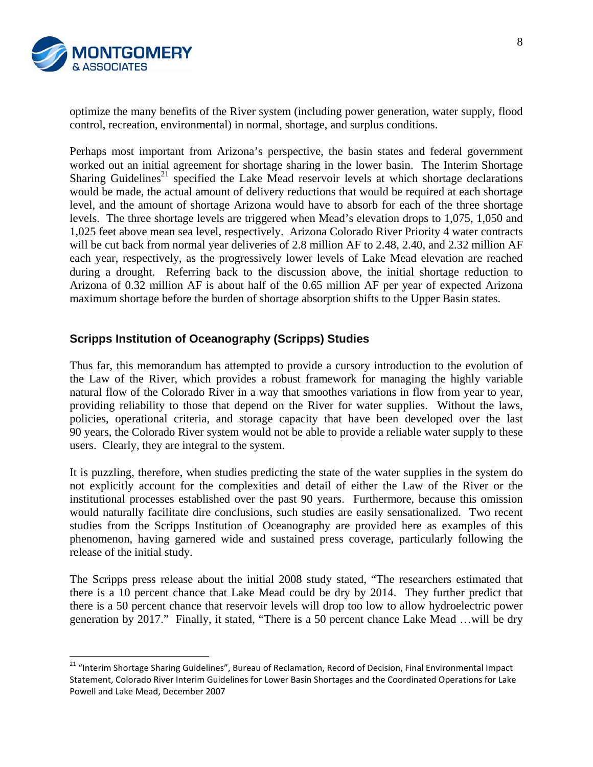optimize the many benefits of the River system (including power generation, water supply, flood control, recreation, environmental) in normal, shortage, and surplus conditions.

Perhaps most important from Arizona's perspective, the basin states and federal government worked out an initial agreement for shortage sharing in the lower basin. The Interim Shortage Sharing Guidelines[21] specified the Lake Mead reservoir levels at which shortage declarations would be made, the actual amount of delivery reductions that would be required at each shortage level, and the amount of shortage Arizona would have to absorb for each of the three shortage levels. The three shortage levels are triggered when Mead's elevation drops to 1,075, 1,050 and 1,025 feet above mean sea level, respectively. Arizona Colorado River Priority 4 water contracts will be cut back from normal year deliveries of 2.8 million AF to 2.48, 2.40, and 2.32 million AF each year, respectively, as the progressively lower levels of Lake Mead elevation are reached during a drought. Referring back to the discussion above, the initial shortage reduction to Arizona of 0.32 million AF is about half of the 0.65 million AF per year of expected Arizona maximum shortage before the burden of shortage absorption shifts to the Upper Basin states.

## Scripps Institution of Oceanography (Scripps) Studies

Thus far, this memorandum has attempted to provide a cursory introduction to the evolution of the Law of the River, which provides a robust framework for managing the highly variable natural flow of the Colorado River in a way that smoothes variations in flow from year to year, providing reliability to those that depend on the River for water supplies. Without the laws, policies, operational criteria, and storage capacity that have been developed over the last 90 years, the Colorado River system would not be able to provide a reliable water supply to these users. Clearly, they are integral to the system.

It is puzzling, therefore, when studies predicting the state of the water supplies in the system do not explicitly account for the complexities and detail of either the Law of the River or the institutional processes established over the past 90 years. Furthermore, because this omission would naturally facilitate dire conclusions, such studies are easily sensationalized. Two recent studies from the Scripps Institution of Oceanography are provided here as examples of this phenomenon, having garnered wide and sustained press coverage, particularly following the release of the initial study.

The Scripps press release about the initial 2008 study stated, "The researchers estimated that there is a 10 percent chance that Lake Mead could be dry by 2014. They further predict that there is a 50 percent chance that reservoir levels will drop too low to allow hydroelectric power generation by 2017." Finally, it stated, "There is a 50 percent chance Lake Mead …will be dry

---

[21] "Interim Shortage Sharing Guidelines", Bureau of Reclamation, Record of Decision, Final Environmental Impact Statement, Colorado River Interim Guidelines for Lower Basin Shortages and the Coordinated Operations for Lake Powell and Lake Mead, December 2007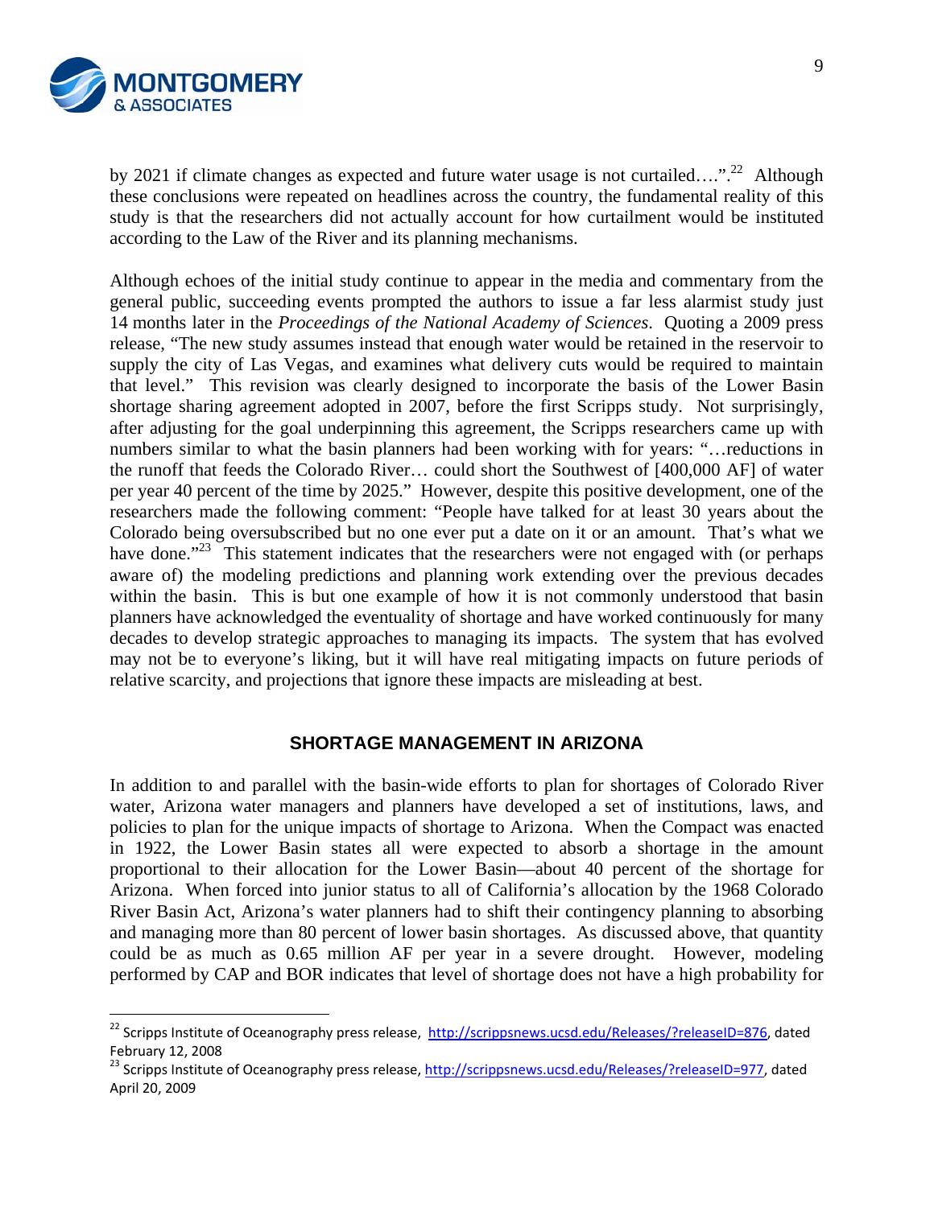by 2021 if climate changes as expected and future water usage is not curtailed….”.[22] Although these conclusions were repeated on headlines across the country, the fundamental reality of this study is that the researchers did not actually account for how curtailment would be instituted according to the Law of the River and its planning mechanisms.

Although echoes of the initial study continue to appear in the media and commentary from the general public, succeeding events prompted the authors to issue a far less alarmist study just 14 months later in the *Proceedings of the National Academy of Sciences*. Quoting a 2009 press release, “The new study assumes instead that enough water would be retained in the reservoir to supply the city of Las Vegas, and examines what delivery cuts would be required to maintain that level.” This revision was clearly designed to incorporate the basis of the Lower Basin shortage sharing agreement adopted in 2007, before the first Scripps study. Not surprisingly, after adjusting for the goal underpinning this agreement, the Scripps researchers came up with numbers similar to what the basin planners had been working with for years: “…reductions in the runoff that feeds the Colorado River… could short the Southwest of [400,000 AF] of water per year 40 percent of the time by 2025.” However, despite this positive development, one of the researchers made the following comment: “People have talked for at least 30 years about the Colorado being oversubscribed but no one ever put a date on it or an amount. That’s what we have done.”[23] This statement indicates that the researchers were not engaged with (or perhaps aware of) the modeling predictions and planning work extending over the previous decades within the basin. This is but one example of how it is not commonly understood that basin planners have acknowledged the eventuality of shortage and have worked continuously for many decades to develop strategic approaches to managing its impacts. The system that has evolved may not be to everyone’s liking, but it will have real mitigating impacts on future periods of relative scarcity, and projections that ignore these impacts are misleading at best.

## SHORTAGE MANAGEMENT IN ARIZONA

In addition to and parallel with the basin-wide efforts to plan for shortages of Colorado River water, Arizona water managers and planners have developed a set of institutions, laws, and policies to plan for the unique impacts of shortage to Arizona. When the Compact was enacted in 1922, the Lower Basin states all were expected to absorb a shortage in the amount proportional to their allocation for the Lower Basin—about 40 percent of the shortage for Arizona. When forced into junior status to all of California’s allocation by the 1968 Colorado River Basin Act, Arizona’s water planners had to shift their contingency planning to absorbing and managing more than 80 percent of lower basin shortages. As discussed above, that quantity could be as much as 0.65 million AF per year in a severe drought. However, modeling performed by CAP and BOR indicates that level of shortage does not have a high probability for

---

[22] Scripps Institute of Oceanography press release, http://scrippsnews.ucsd.edu/Releases/?releaseID=876, dated February 12, 2008

[23] Scripps Institute of Oceanography press release, http://scrippsnews.ucsd.edu/Releases/?releaseID=977, dated April 20, 2009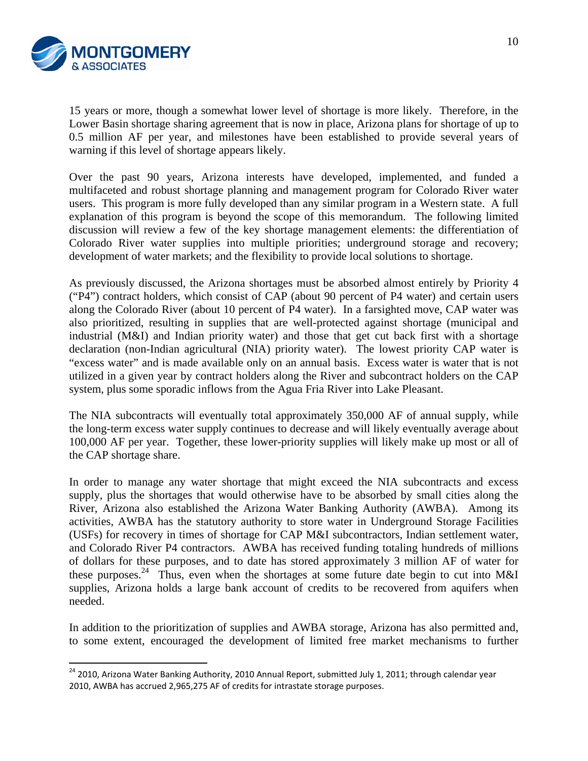15 years or more, though a somewhat lower level of shortage is more likely. Therefore, in the Lower Basin shortage sharing agreement that is now in place, Arizona plans for shortage of up to 0.5 million AF per year, and milestones have been established to provide several years of warning if this level of shortage appears likely.

Over the past 90 years, Arizona interests have developed, implemented, and funded a multifaceted and robust shortage planning and management program for Colorado River water users. This program is more fully developed than any similar program in a Western state. A full explanation of this program is beyond the scope of this memorandum. The following limited discussion will review a few of the key shortage management elements: the differentiation of Colorado River water supplies into multiple priorities; underground storage and recovery; development of water markets; and the flexibility to provide local solutions to shortage.

As previously discussed, the Arizona shortages must be absorbed almost entirely by Priority 4 ("P4") contract holders, which consist of CAP (about 90 percent of P4 water) and certain users along the Colorado River (about 10 percent of P4 water). In a farsighted move, CAP water was also prioritized, resulting in supplies that are well-protected against shortage (municipal and industrial (M&I) and Indian priority water) and those that get cut back first with a shortage declaration (non-Indian agricultural (NIA) priority water). The lowest priority CAP water is "excess water" and is made available only on an annual basis. Excess water is water that is not utilized in a given year by contract holders along the River and subcontract holders on the CAP system, plus some sporadic inflows from the Agua Fria River into Lake Pleasant.

The NIA subcontracts will eventually total approximately 350,000 AF of annual supply, while the long-term excess water supply continues to decrease and will likely eventually average about 100,000 AF per year. Together, these lower-priority supplies will likely make up most or all of the CAP shortage share.

In order to manage any water shortage that might exceed the NIA subcontracts and excess supply, plus the shortages that would otherwise have to be absorbed by small cities along the River, Arizona also established the Arizona Water Banking Authority (AWBA). Among its activities, AWBA has the statutory authority to store water in Underground Storage Facilities (USFs) for recovery in times of shortage for CAP M&I subcontractors, Indian settlement water, and Colorado River P4 contractors. AWBA has received funding totaling hundreds of millions of dollars for these purposes, and to date has stored approximately 3 million AF of water for these purposes.[24] Thus, even when the shortages at some future date begin to cut into M&I supplies, Arizona holds a large bank account of credits to be recovered from aquifers when needed.

In addition to the prioritization of supplies and AWBA storage, Arizona has also permitted and, to some extent, encouraged the development of limited free market mechanisms to further

---

[24] 2010, Arizona Water Banking Authority, 2010 Annual Report, submitted July 1, 2011; through calendar year 2010, AWBA has accrued 2,965,275 AF of credits for intrastate storage purposes.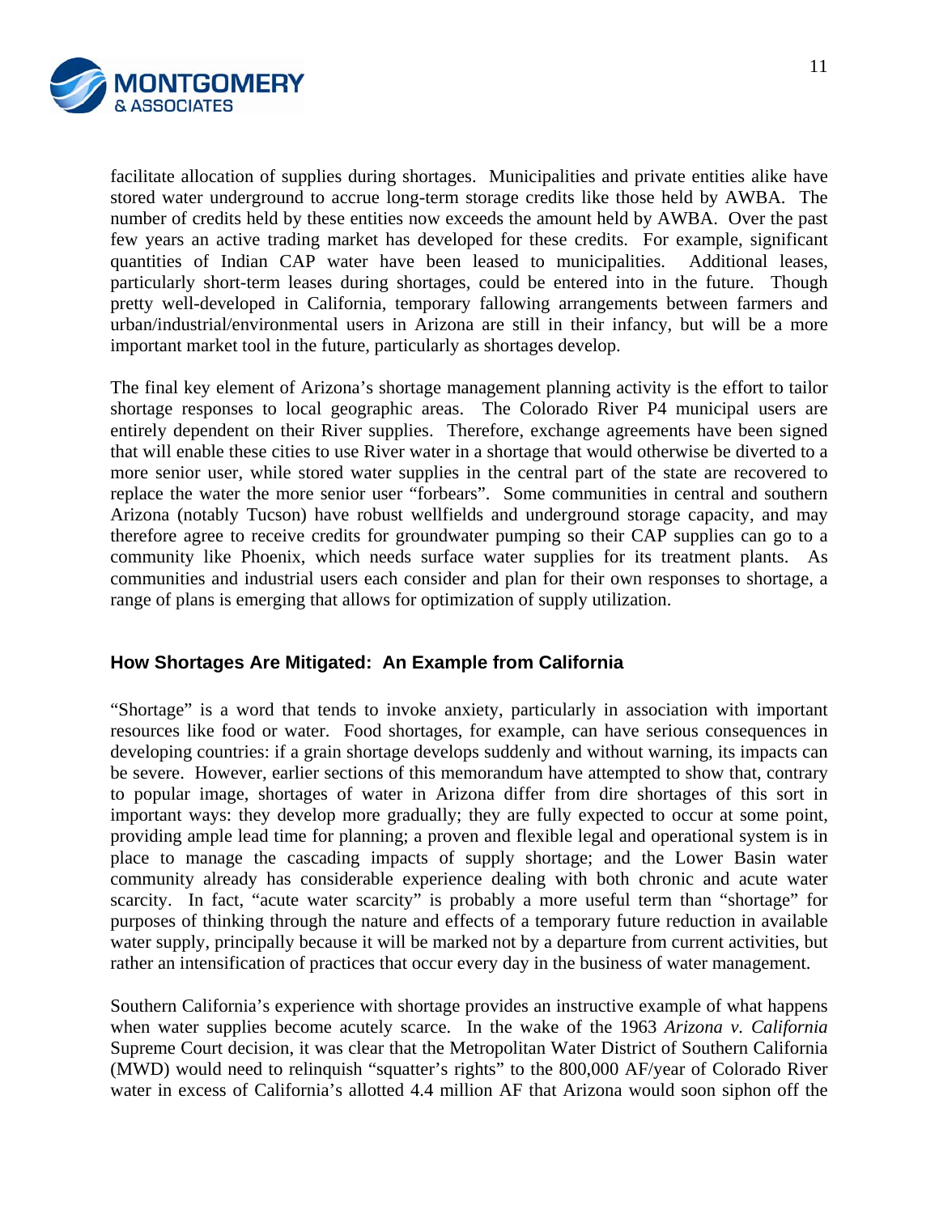facilitate allocation of supplies during shortages. Municipalities and private entities alike have stored water underground to accrue long-term storage credits like those held by AWBA. The number of credits held by these entities now exceeds the amount held by AWBA. Over the past few years an active trading market has developed for these credits. For example, significant quantities of Indian CAP water have been leased to municipalities. Additional leases, particularly short-term leases during shortages, could be entered into in the future. Though pretty well-developed in California, temporary fallowing arrangements between farmers and urban/industrial/environmental users in Arizona are still in their infancy, but will be a more important market tool in the future, particularly as shortages develop.

The final key element of Arizona's shortage management planning activity is the effort to tailor shortage responses to local geographic areas. The Colorado River P4 municipal users are entirely dependent on their River supplies. Therefore, exchange agreements have been signed that will enable these cities to use River water in a shortage that would otherwise be diverted to a more senior user, while stored water supplies in the central part of the state are recovered to replace the water the more senior user "forbears". Some communities in central and southern Arizona (notably Tucson) have robust wellfields and underground storage capacity, and may therefore agree to receive credits for groundwater pumping so their CAP supplies can go to a community like Phoenix, which needs surface water supplies for its treatment plants. As communities and industrial users each consider and plan for their own responses to shortage, a range of plans is emerging that allows for optimization of supply utilization.

## How Shortages Are Mitigated: An Example from California

"Shortage" is a word that tends to invoke anxiety, particularly in association with important resources like food or water. Food shortages, for example, can have serious consequences in developing countries: if a grain shortage develops suddenly and without warning, its impacts can be severe. However, earlier sections of this memorandum have attempted to show that, contrary to popular image, shortages of water in Arizona differ from dire shortages of this sort in important ways: they develop more gradually; they are fully expected to occur at some point, providing ample lead time for planning; a proven and flexible legal and operational system is in place to manage the cascading impacts of supply shortage; and the Lower Basin water community already has considerable experience dealing with both chronic and acute water scarcity. In fact, "acute water scarcity" is probably a more useful term than "shortage" for purposes of thinking through the nature and effects of a temporary future reduction in available water supply, principally because it will be marked not by a departure from current activities, but rather an intensification of practices that occur every day in the business of water management.

Southern California's experience with shortage provides an instructive example of what happens when water supplies become acutely scarce. In the wake of the 1963 *Arizona v. California* Supreme Court decision, it was clear that the Metropolitan Water District of Southern California (MWD) would need to relinquish "squatter's rights" to the 800,000 AF/year of Colorado River water in excess of California's allotted 4.4 million AF that Arizona would soon siphon off the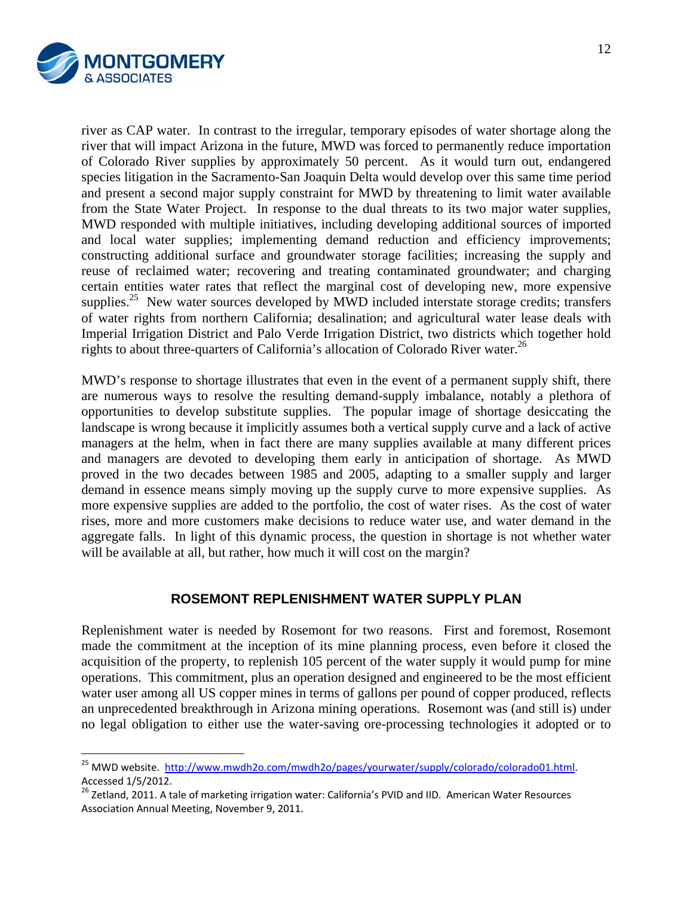river as CAP water. In contrast to the irregular, temporary episodes of water shortage along the river that will impact Arizona in the future, MWD was forced to permanently reduce importation of Colorado River supplies by approximately 50 percent. As it would turn out, endangered species litigation in the Sacramento-San Joaquin Delta would develop over this same time period and present a second major supply constraint for MWD by threatening to limit water available from the State Water Project. In response to the dual threats to its two major water supplies, MWD responded with multiple initiatives, including developing additional sources of imported and local water supplies; implementing demand reduction and efficiency improvements; constructing additional surface and groundwater storage facilities; increasing the supply and reuse of reclaimed water; recovering and treating contaminated groundwater; and charging certain entities water rates that reflect the marginal cost of developing new, more expensive supplies.[25] New water sources developed by MWD included interstate storage credits; transfers of water rights from northern California; desalination; and agricultural water lease deals with Imperial Irrigation District and Palo Verde Irrigation District, two districts which together hold rights to about three-quarters of California's allocation of Colorado River water.[26]

MWD's response to shortage illustrates that even in the event of a permanent supply shift, there are numerous ways to resolve the resulting demand-supply imbalance, notably a plethora of opportunities to develop substitute supplies. The popular image of shortage desiccating the landscape is wrong because it implicitly assumes both a vertical supply curve and a lack of active managers at the helm, when in fact there are many supplies available at many different prices and managers are devoted to developing them early in anticipation of shortage. As MWD proved in the two decades between 1985 and 2005, adapting to a smaller supply and larger demand in essence means simply moving up the supply curve to more expensive supplies. As more expensive supplies are added to the portfolio, the cost of water rises. As the cost of water rises, more and more customers make decisions to reduce water use, and water demand in the aggregate falls. In light of this dynamic process, the question in shortage is not whether water will be available at all, but rather, how much it will cost on the margin?

## ROSEMONT REPLENISHMENT WATER SUPPLY PLAN

Replenishment water is needed by Rosemont for two reasons. First and foremost, Rosemont made the commitment at the inception of its mine planning process, even before it closed the acquisition of the property, to replenish 105 percent of the water supply it would pump for mine operations. This commitment, plus an operation designed and engineered to be the most efficient water user among all US copper mines in terms of gallons per pound of copper produced, reflects an unprecedented breakthrough in Arizona mining operations. Rosemont was (and still is) under no legal obligation to either use the water-saving ore-processing technologies it adopted or to

---

[25] MWD website. http://www.mwdh2o.com/mwdh2o/pages/yourwater/supply/colorado/colorado01.html. Accessed 1/5/2012.

[26] Zetland, 2011. A tale of marketing irrigation water: California's PVID and IID. American Water Resources Association Annual Meeting, November 9, 2011.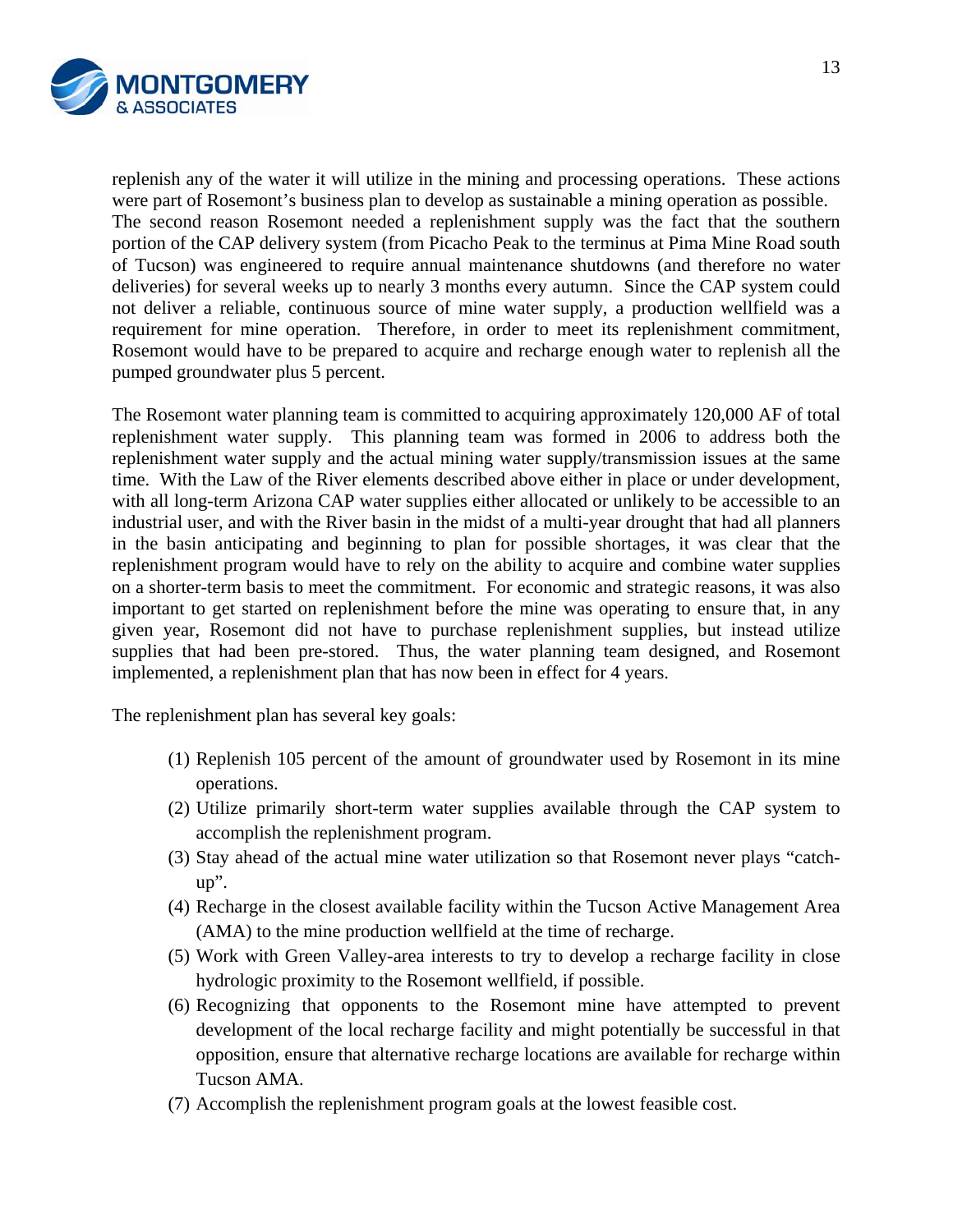replenish any of the water it will utilize in the mining and processing operations. These actions were part of Rosemont's business plan to develop as sustainable a mining operation as possible. The second reason Rosemont needed a replenishment supply was the fact that the southern portion of the CAP delivery system (from Picacho Peak to the terminus at Pima Mine Road south of Tucson) was engineered to require annual maintenance shutdowns (and therefore no water deliveries) for several weeks up to nearly 3 months every autumn. Since the CAP system could not deliver a reliable, continuous source of mine water supply, a production wellfield was a requirement for mine operation. Therefore, in order to meet its replenishment commitment, Rosemont would have to be prepared to acquire and recharge enough water to replenish all the pumped groundwater plus 5 percent.

The Rosemont water planning team is committed to acquiring approximately 120,000 AF of total replenishment water supply. This planning team was formed in 2006 to address both the replenishment water supply and the actual mining water supply/transmission issues at the same time. With the Law of the River elements described above either in place or under development, with all long-term Arizona CAP water supplies either allocated or unlikely to be accessible to an industrial user, and with the River basin in the midst of a multi-year drought that had all planners in the basin anticipating and beginning to plan for possible shortages, it was clear that the replenishment program would have to rely on the ability to acquire and combine water supplies on a shorter-term basis to meet the commitment. For economic and strategic reasons, it was also important to get started on replenishment before the mine was operating to ensure that, in any given year, Rosemont did not have to purchase replenishment supplies, but instead utilize supplies that had been pre-stored. Thus, the water planning team designed, and Rosemont implemented, a replenishment plan that has now been in effect for 4 years.

The replenishment plan has several key goals:

(1) Replenish 105 percent of the amount of groundwater used by Rosemont in its mine operations.
(2) Utilize primarily short-term water supplies available through the CAP system to accomplish the replenishment program.
(3) Stay ahead of the actual mine water utilization so that Rosemont never plays "catch-up".
(4) Recharge in the closest available facility within the Tucson Active Management Area (AMA) to the mine production wellfield at the time of recharge.
(5) Work with Green Valley-area interests to try to develop a recharge facility in close hydrologic proximity to the Rosemont wellfield, if possible.
(6) Recognizing that opponents to the Rosemont mine have attempted to prevent development of the local recharge facility and might potentially be successful in that opposition, ensure that alternative recharge locations are available for recharge within Tucson AMA.
(7) Accomplish the replenishment program goals at the lowest feasible cost.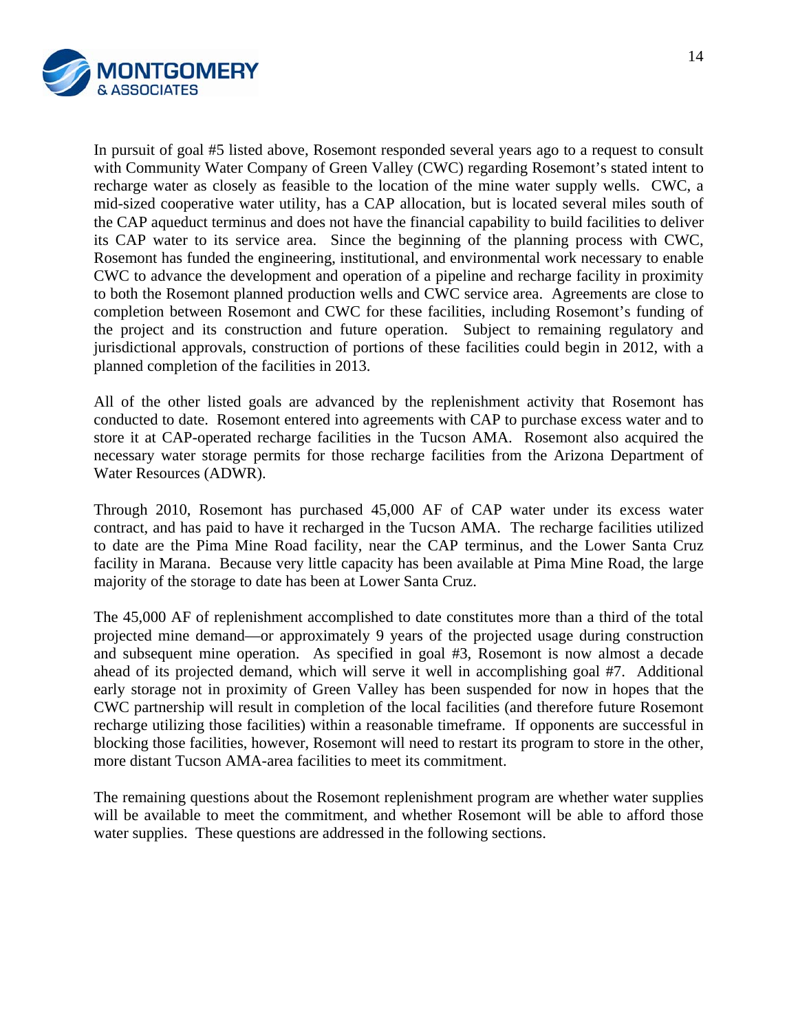In pursuit of goal #5 listed above, Rosemont responded several years ago to a request to consult with Community Water Company of Green Valley (CWC) regarding Rosemont's stated intent to recharge water as closely as feasible to the location of the mine water supply wells. CWC, a mid-sized cooperative water utility, has a CAP allocation, but is located several miles south of the CAP aqueduct terminus and does not have the financial capability to build facilities to deliver its CAP water to its service area. Since the beginning of the planning process with CWC, Rosemont has funded the engineering, institutional, and environmental work necessary to enable CWC to advance the development and operation of a pipeline and recharge facility in proximity to both the Rosemont planned production wells and CWC service area. Agreements are close to completion between Rosemont and CWC for these facilities, including Rosemont's funding of the project and its construction and future operation. Subject to remaining regulatory and jurisdictional approvals, construction of portions of these facilities could begin in 2012, with a planned completion of the facilities in 2013.

All of the other listed goals are advanced by the replenishment activity that Rosemont has conducted to date. Rosemont entered into agreements with CAP to purchase excess water and to store it at CAP-operated recharge facilities in the Tucson AMA. Rosemont also acquired the necessary water storage permits for those recharge facilities from the Arizona Department of Water Resources (ADWR).

Through 2010, Rosemont has purchased 45,000 AF of CAP water under its excess water contract, and has paid to have it recharged in the Tucson AMA. The recharge facilities utilized to date are the Pima Mine Road facility, near the CAP terminus, and the Lower Santa Cruz facility in Marana. Because very little capacity has been available at Pima Mine Road, the large majority of the storage to date has been at Lower Santa Cruz.

The 45,000 AF of replenishment accomplished to date constitutes more than a third of the total projected mine demand—or approximately 9 years of the projected usage during construction and subsequent mine operation. As specified in goal #3, Rosemont is now almost a decade ahead of its projected demand, which will serve it well in accomplishing goal #7. Additional early storage not in proximity of Green Valley has been suspended for now in hopes that the CWC partnership will result in completion of the local facilities (and therefore future Rosemont recharge utilizing those facilities) within a reasonable timeframe. If opponents are successful in blocking those facilities, however, Rosemont will need to restart its program to store in the other, more distant Tucson AMA-area facilities to meet its commitment.

The remaining questions about the Rosemont replenishment program are whether water supplies will be available to meet the commitment, and whether Rosemont will be able to afford those water supplies. These questions are addressed in the following sections.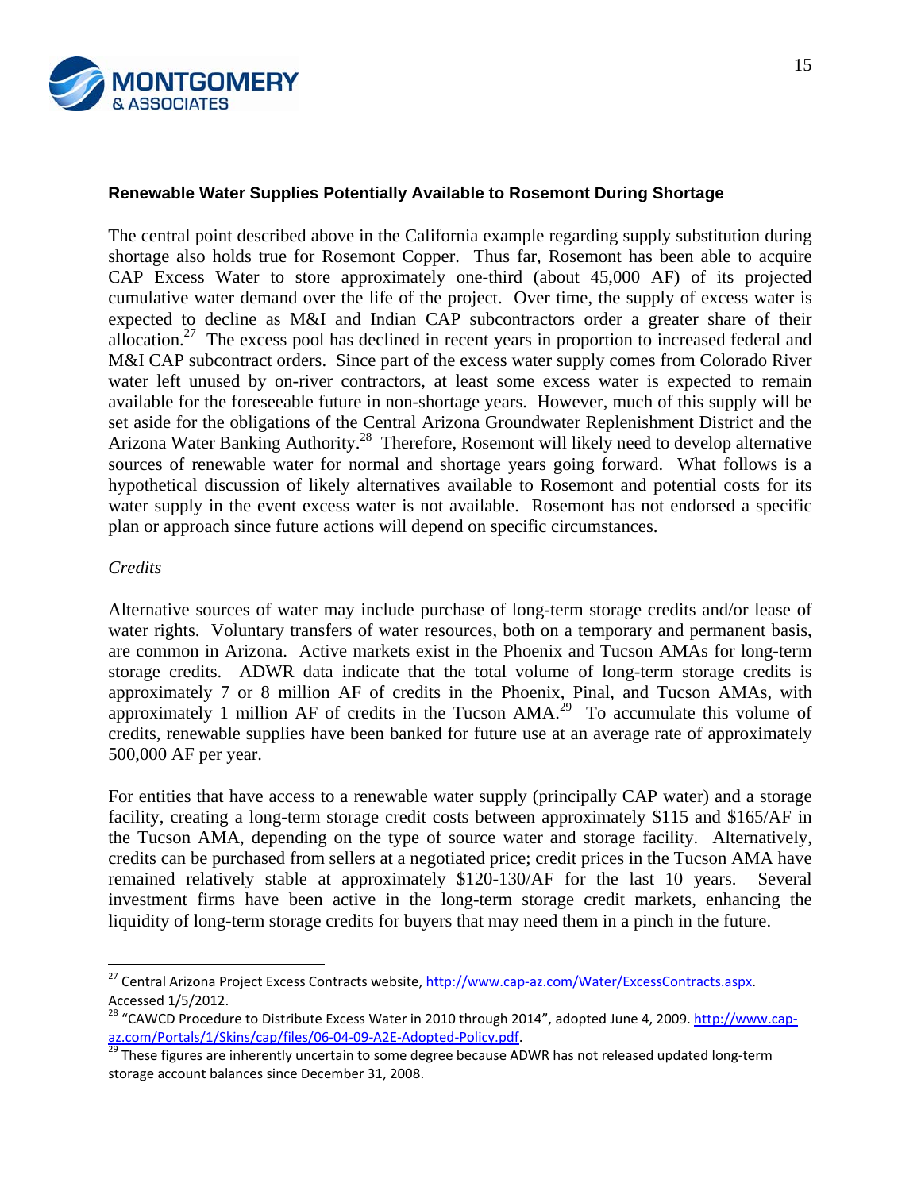**Renewable Water Supplies Potentially Available to Rosemont During Shortage**

The central point described above in the California example regarding supply substitution during shortage also holds true for Rosemont Copper. Thus far, Rosemont has been able to acquire CAP Excess Water to store approximately one-third (about 45,000 AF) of its projected cumulative water demand over the life of the project. Over time, the supply of excess water is expected to decline as M&I and Indian CAP subcontractors order a greater share of their allocation.[27] The excess pool has declined in recent years in proportion to increased federal and M&I CAP subcontract orders. Since part of the excess water supply comes from Colorado River water left unused by on-river contractors, at least some excess water is expected to remain available for the foreseeable future in non-shortage years. However, much of this supply will be set aside for the obligations of the Central Arizona Groundwater Replenishment District and the Arizona Water Banking Authority.[28] Therefore, Rosemont will likely need to develop alternative sources of renewable water for normal and shortage years going forward. What follows is a hypothetical discussion of likely alternatives available to Rosemont and potential costs for its water supply in the event excess water is not available. Rosemont has not endorsed a specific plan or approach since future actions will depend on specific circumstances.

*Credits*

Alternative sources of water may include purchase of long-term storage credits and/or lease of water rights. Voluntary transfers of water resources, both on a temporary and permanent basis, are common in Arizona. Active markets exist in the Phoenix and Tucson AMAs for long-term storage credits. ADWR data indicate that the total volume of long-term storage credits is approximately 7 or 8 million AF of credits in the Phoenix, Pinal, and Tucson AMAs, with approximately 1 million AF of credits in the Tucson AMA.[29] To accumulate this volume of credits, renewable supplies have been banked for future use at an average rate of approximately 500,000 AF per year.

For entities that have access to a renewable water supply (principally CAP water) and a storage facility, creating a long-term storage credit costs between approximately $115 and $165/AF in the Tucson AMA, depending on the type of source water and storage facility. Alternatively, credits can be purchased from sellers at a negotiated price; credit prices in the Tucson AMA have remained relatively stable at approximately $120-130/AF for the last 10 years. Several investment firms have been active in the long-term storage credit markets, enhancing the liquidity of long-term storage credits for buyers that may need them in a pinch in the future.

---

[27] Central Arizona Project Excess Contracts website, http://www.cap-az.com/Water/ExcessContracts.aspx. Accessed 1/5/2012.

[28] "CAWCD Procedure to Distribute Excess Water in 2010 through 2014", adopted June 4, 2009. http://www.cap-az.com/Portals/1/Skins/cap/files/06-04-09-A2E-Adopted-Policy.pdf.

[29] These figures are inherently uncertain to some degree because ADWR has not released updated long-term storage account balances since December 31, 2008.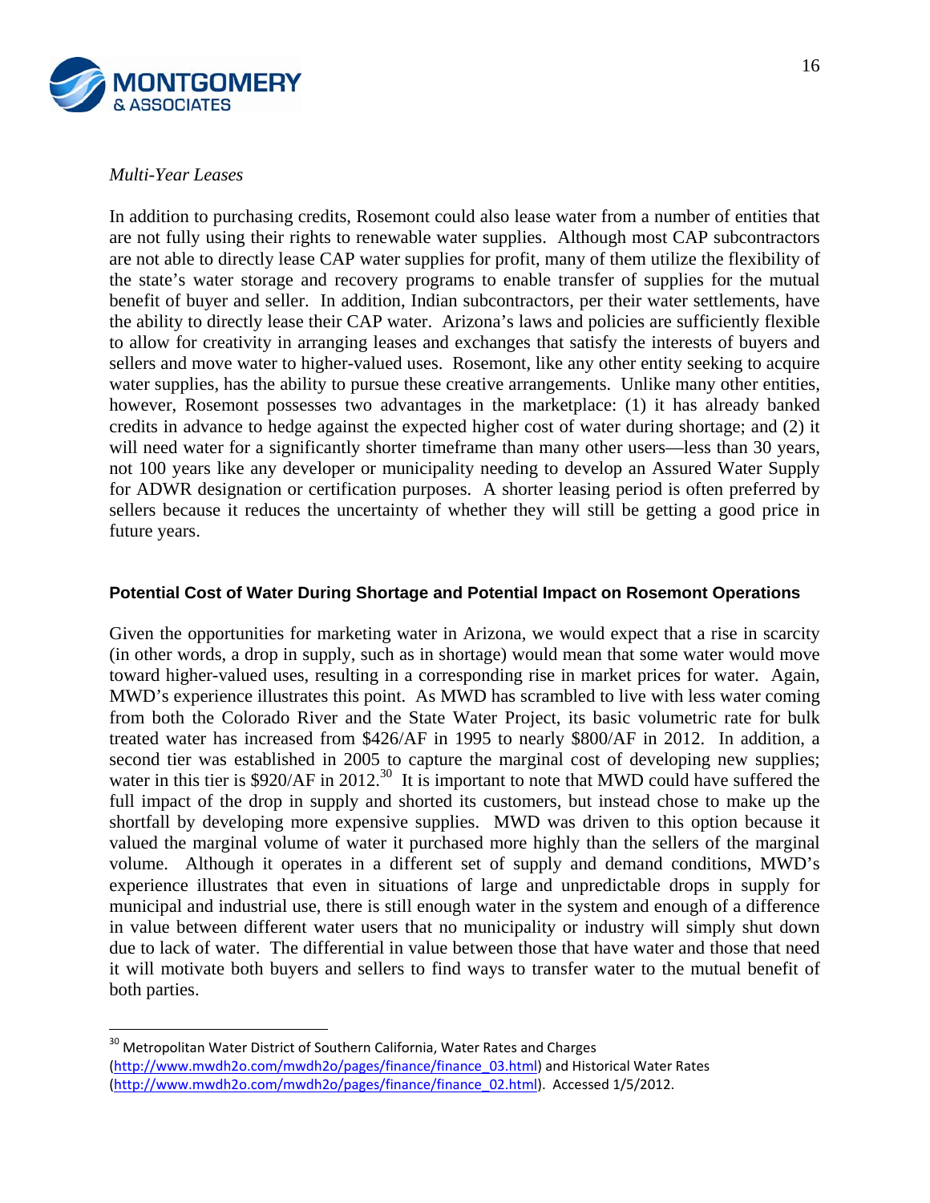*Multi-Year Leases*

In addition to purchasing credits, Rosemont could also lease water from a number of entities that are not fully using their rights to renewable water supplies. Although most CAP subcontractors are not able to directly lease CAP water supplies for profit, many of them utilize the flexibility of the state's water storage and recovery programs to enable transfer of supplies for the mutual benefit of buyer and seller. In addition, Indian subcontractors, per their water settlements, have the ability to directly lease their CAP water. Arizona's laws and policies are sufficiently flexible to allow for creativity in arranging leases and exchanges that satisfy the interests of buyers and sellers and move water to higher-valued uses. Rosemont, like any other entity seeking to acquire water supplies, has the ability to pursue these creative arrangements. Unlike many other entities, however, Rosemont possesses two advantages in the marketplace: (1) it has already banked credits in advance to hedge against the expected higher cost of water during shortage; and (2) it will need water for a significantly shorter timeframe than many other users—less than 30 years, not 100 years like any developer or municipality needing to develop an Assured Water Supply for ADWR designation or certification purposes. A shorter leasing period is often preferred by sellers because it reduces the uncertainty of whether they will still be getting a good price in future years.

**Potential Cost of Water During Shortage and Potential Impact on Rosemont Operations**

Given the opportunities for marketing water in Arizona, we would expect that a rise in scarcity (in other words, a drop in supply, such as in shortage) would mean that some water would move toward higher-valued uses, resulting in a corresponding rise in market prices for water. Again, MWD's experience illustrates this point. As MWD has scrambled to live with less water coming from both the Colorado River and the State Water Project, its basic volumetric rate for bulk treated water has increased from \$426/AF in 1995 to nearly \$800/AF in 2012. In addition, a second tier was established in 2005 to capture the marginal cost of developing new supplies; water in this tier is \$920/AF in 2012.[30] It is important to note that MWD could have suffered the full impact of the drop in supply and shorted its customers, but instead chose to make up the shortfall by developing more expensive supplies. MWD was driven to this option because it valued the marginal volume of water it purchased more highly than the sellers of the marginal volume. Although it operates in a different set of supply and demand conditions, MWD's experience illustrates that even in situations of large and unpredictable drops in supply for municipal and industrial use, there is still enough water in the system and enough of a difference in value between different water users that no municipality or industry will simply shut down due to lack of water. The differential in value between those that have water and those that need it will motivate both buyers and sellers to find ways to transfer water to the mutual benefit of both parties.

---

[30] Metropolitan Water District of Southern California, Water Rates and Charges (http://www.mwdh2o.com/mwdh2o/pages/finance/finance_03.html) and Historical Water Rates (http://www.mwdh2o.com/mwdh2o/pages/finance/finance_02.html). Accessed 1/5/2012.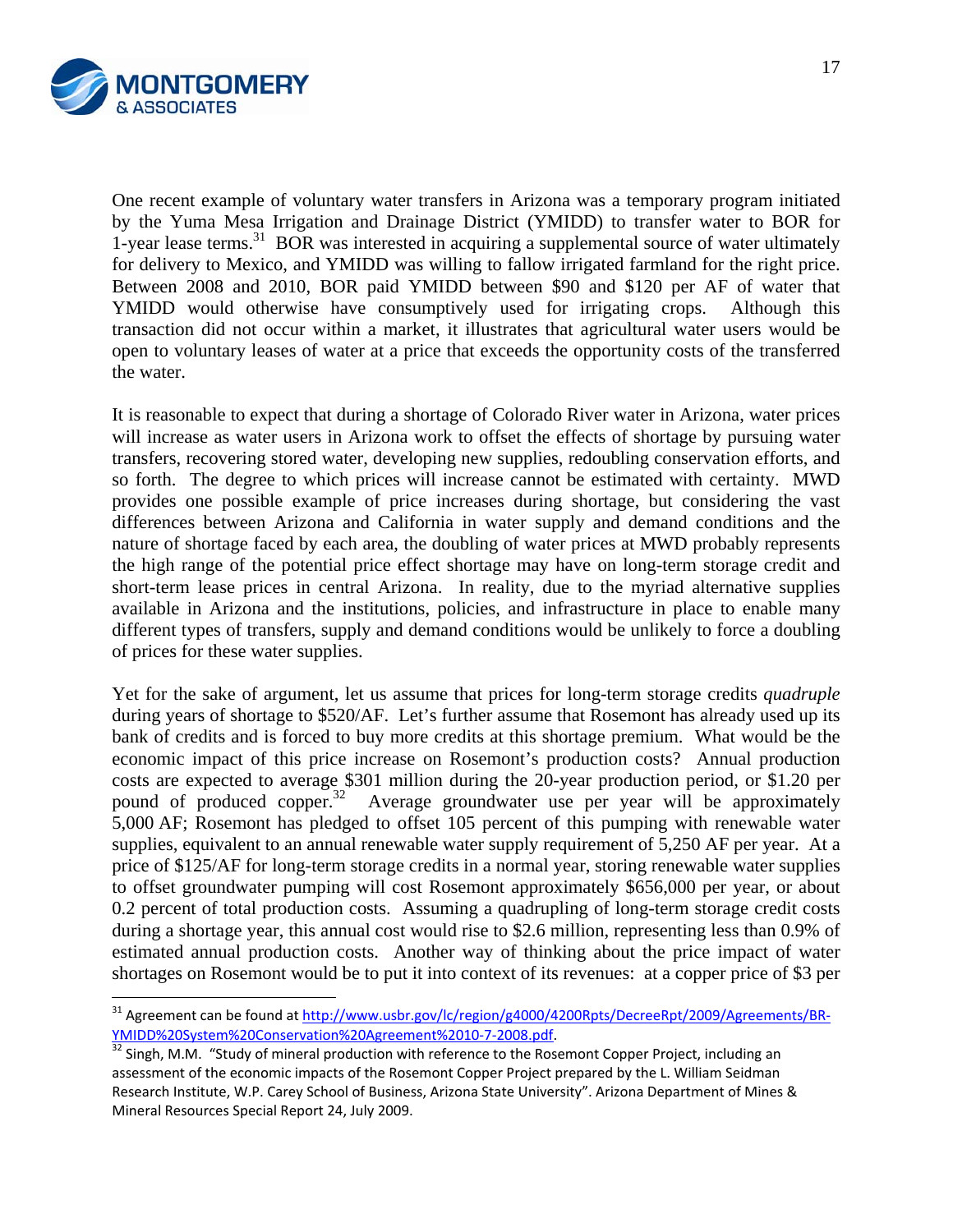One recent example of voluntary water transfers in Arizona was a temporary program initiated by the Yuma Mesa Irrigation and Drainage District (YMIDD) to transfer water to BOR for 1-year lease terms.[31] BOR was interested in acquiring a supplemental source of water ultimately for delivery to Mexico, and YMIDD was willing to fallow irrigated farmland for the right price. Between 2008 and 2010, BOR paid YMIDD between \$90 and \$120 per AF of water that YMIDD would otherwise have consumptively used for irrigating crops. Although this transaction did not occur within a market, it illustrates that agricultural water users would be open to voluntary leases of water at a price that exceeds the opportunity costs of the transferred the water.

It is reasonable to expect that during a shortage of Colorado River water in Arizona, water prices will increase as water users in Arizona work to offset the effects of shortage by pursuing water transfers, recovering stored water, developing new supplies, redoubling conservation efforts, and so forth. The degree to which prices will increase cannot be estimated with certainty. MWD provides one possible example of price increases during shortage, but considering the vast differences between Arizona and California in water supply and demand conditions and the nature of shortage faced by each area, the doubling of water prices at MWD probably represents the high range of the potential price effect shortage may have on long-term storage credit and short-term lease prices in central Arizona. In reality, due to the myriad alternative supplies available in Arizona and the institutions, policies, and infrastructure in place to enable many different types of transfers, supply and demand conditions would be unlikely to force a doubling of prices for these water supplies.

Yet for the sake of argument, let us assume that prices for long-term storage credits *quadruple* during years of shortage to \$520/AF. Let's further assume that Rosemont has already used up its bank of credits and is forced to buy more credits at this shortage premium. What would be the economic impact of this price increase on Rosemont's production costs? Annual production costs are expected to average \$301 million during the 20-year production period, or \$1.20 per pound of produced copper.[32] Average groundwater use per year will be approximately 5,000 AF; Rosemont has pledged to offset 105 percent of this pumping with renewable water supplies, equivalent to an annual renewable water supply requirement of 5,250 AF per year. At a price of \$125/AF for long-term storage credits in a normal year, storing renewable water supplies to offset groundwater pumping will cost Rosemont approximately \$656,000 per year, or about 0.2 percent of total production costs. Assuming a quadrupling of long-term storage credit costs during a shortage year, this annual cost would rise to \$2.6 million, representing less than 0.9% of estimated annual production costs. Another way of thinking about the price impact of water shortages on Rosemont would be to put it into context of its revenues: at a copper price of \$3 per

---

[31] Agreement can be found at http://www.usbr.gov/lc/region/g4000/4200Rpts/DecreeRpt/2009/Agreements/BR-YMIDD%20System%20Conservation%20Agreement%2010-7-2008.pdf.

[32] Singh, M.M. "Study of mineral production with reference to the Rosemont Copper Project, including an assessment of the economic impacts of the Rosemont Copper Project prepared by the L. William Seidman Research Institute, W.P. Carey School of Business, Arizona State University". Arizona Department of Mines & Mineral Resources Special Report 24, July 2009.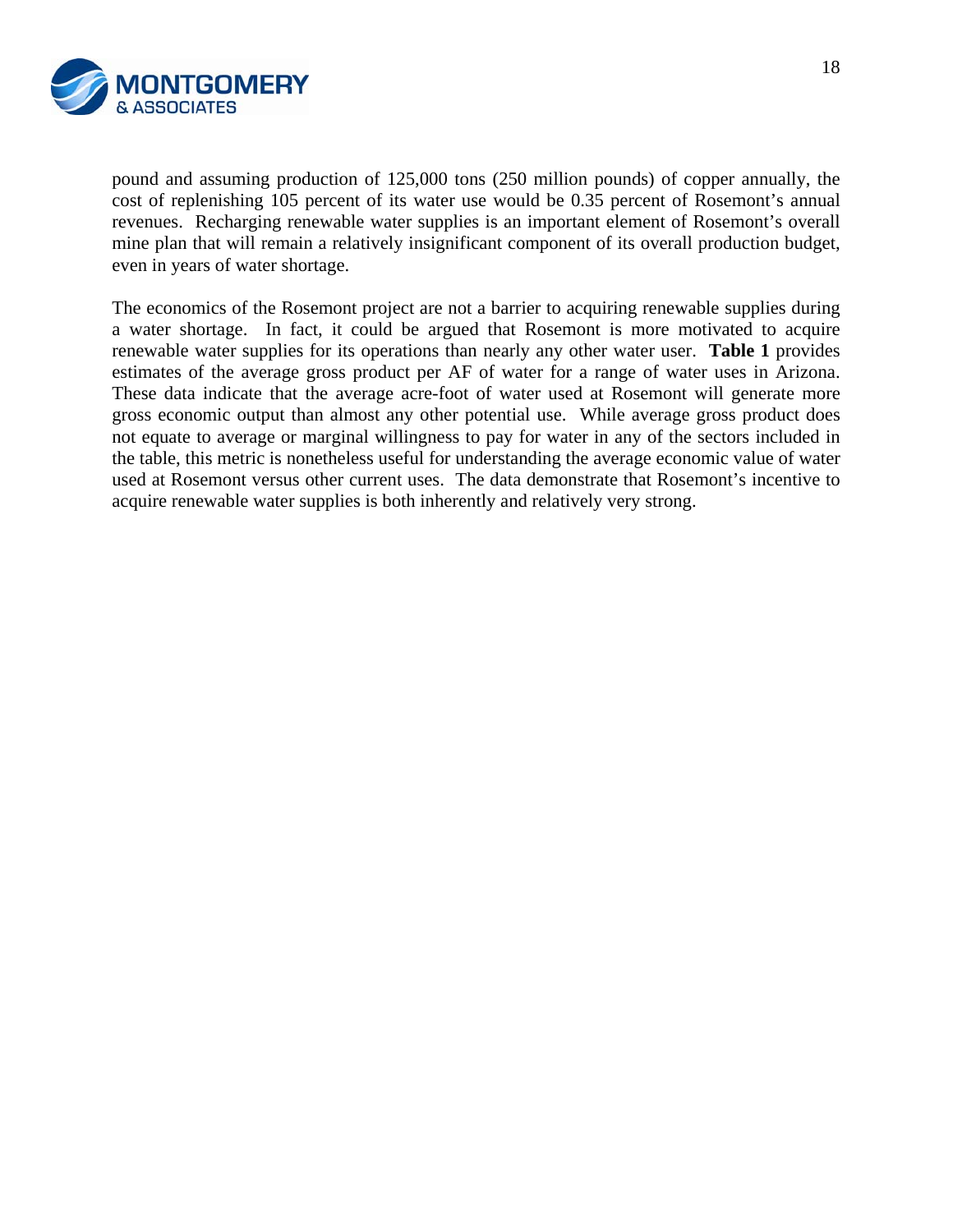pound and assuming production of 125,000 tons (250 million pounds) of copper annually, the cost of replenishing 105 percent of its water use would be 0.35 percent of Rosemont's annual revenues. Recharging renewable water supplies is an important element of Rosemont's overall mine plan that will remain a relatively insignificant component of its overall production budget, even in years of water shortage.

The economics of the Rosemont project are not a barrier to acquiring renewable supplies during a water shortage. In fact, it could be argued that Rosemont is more motivated to acquire renewable water supplies for its operations than nearly any other water user. **Table 1** provides estimates of the average gross product per AF of water for a range of water uses in Arizona. These data indicate that the average acre-foot of water used at Rosemont will generate more gross economic output than almost any other potential use. While average gross product does not equate to average or marginal willingness to pay for water in any of the sectors included in the table, this metric is nonetheless useful for understanding the average economic value of water used at Rosemont versus other current uses. The data demonstrate that Rosemont's incentive to acquire renewable water supplies is both inherently and relatively very strong.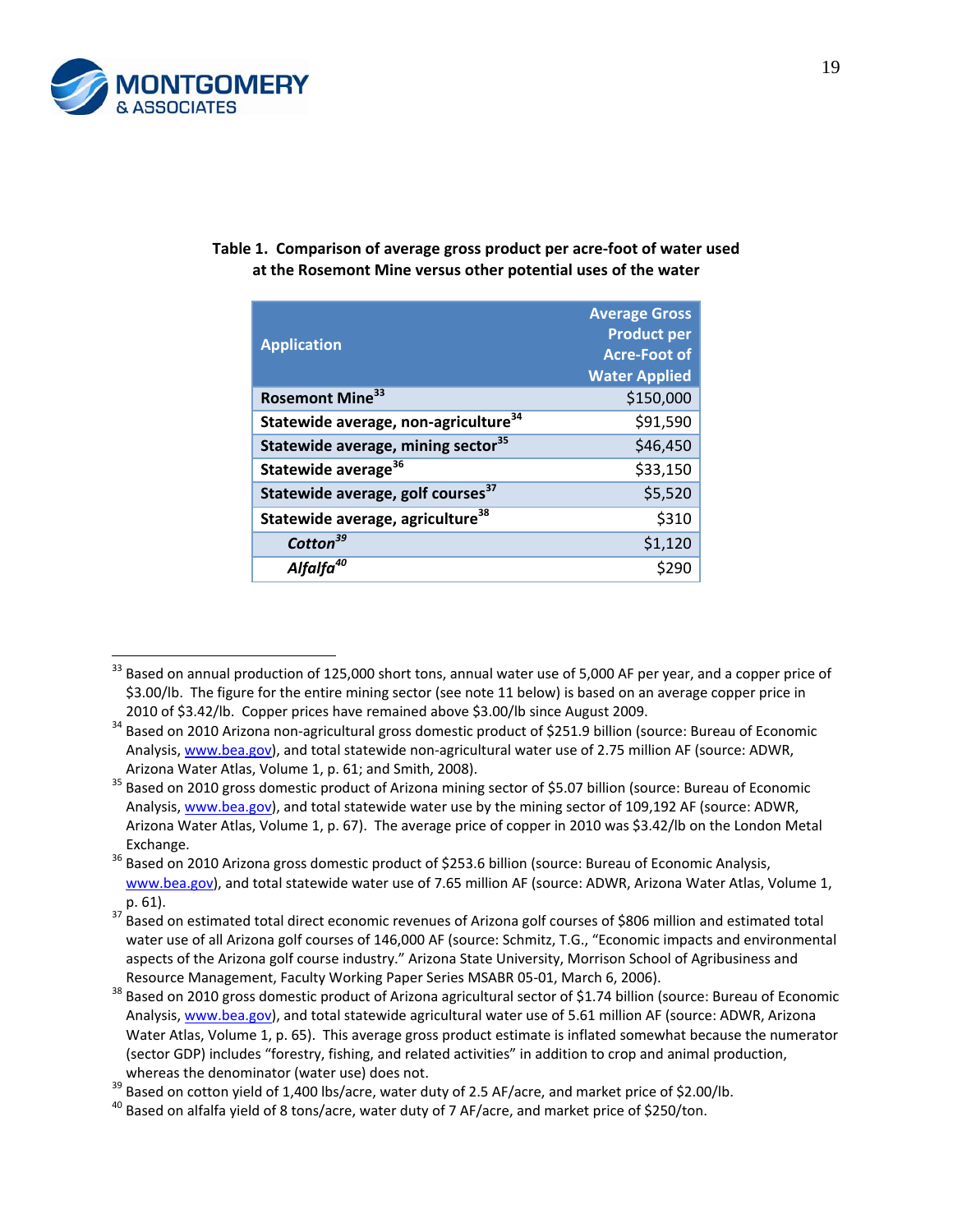**Table 1. Comparison of average gross product per acre-foot of water used at the Rosemont Mine versus other potential uses of the water**

| Application | Average Gross Product per Acre-Foot of Water Applied |
|---|---|
| **Rosemont Mine**[33] | $150,000 |
| **Statewide average, non-agriculture**[34] | $91,590 |
| **Statewide average, mining sector**[35] | $46,450 |
| **Statewide average**[36] | $33,150 |
| **Statewide average, golf courses**[37] | $5,520 |
| **Statewide average, agriculture**[38] | $310 |
| ***Cotton***[39] | $1,120 |
| ***Alfalfa***[40] | $290 |

---

[33] Based on annual production of 125,000 short tons, annual water use of 5,000 AF per year, and a copper price of $3.00/lb. The figure for the entire mining sector (see note 11 below) is based on an average copper price in 2010 of $3.42/lb. Copper prices have remained above $3.00/lb since August 2009.

[34] Based on 2010 Arizona non-agricultural gross domestic product of $251.9 billion (source: Bureau of Economic Analysis, www.bea.gov), and total statewide non-agricultural water use of 2.75 million AF (source: ADWR, Arizona Water Atlas, Volume 1, p. 61; and Smith, 2008).

[35] Based on 2010 gross domestic product of Arizona mining sector of $5.07 billion (source: Bureau of Economic Analysis, www.bea.gov), and total statewide water use by the mining sector of 109,192 AF (source: ADWR, Arizona Water Atlas, Volume 1, p. 67). The average price of copper in 2010 was $3.42/lb on the London Metal Exchange.

[36] Based on 2010 Arizona gross domestic product of $253.6 billion (source: Bureau of Economic Analysis, www.bea.gov), and total statewide water use of 7.65 million AF (source: ADWR, Arizona Water Atlas, Volume 1, p. 61).

[37] Based on estimated total direct economic revenues of Arizona golf courses of $806 million and estimated total water use of all Arizona golf courses of 146,000 AF (source: Schmitz, T.G., "Economic impacts and environmental aspects of the Arizona golf course industry." Arizona State University, Morrison School of Agribusiness and Resource Management, Faculty Working Paper Series MSABR 05-01, March 6, 2006).

[38] Based on 2010 gross domestic product of Arizona agricultural sector of $1.74 billion (source: Bureau of Economic Analysis, www.bea.gov), and total statewide agricultural water use of 5.61 million AF (source: ADWR, Arizona Water Atlas, Volume 1, p. 65). This average gross product estimate is inflated somewhat because the numerator (sector GDP) includes "forestry, fishing, and related activities" in addition to crop and animal production, whereas the denominator (water use) does not.

[39] Based on cotton yield of 1,400 lbs/acre, water duty of 2.5 AF/acre, and market price of $2.00/lb.

[40] Based on alfalfa yield of 8 tons/acre, water duty of 7 AF/acre, and market price of $250/ton.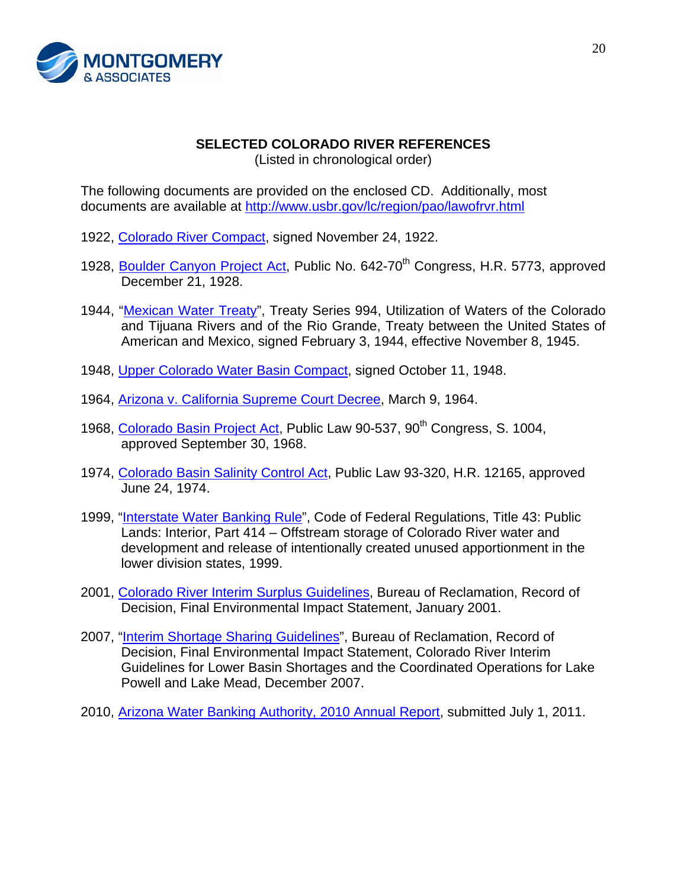## SELECTED COLORADO RIVER REFERENCES

(Listed in chronological order)

The following documents are provided on the enclosed CD. Additionally, most documents are available at http://www.usbr.gov/lc/region/pao/lawofrvr.html

1922, Colorado River Compact, signed November 24, 1922.

1928, Boulder Canyon Project Act, Public No. 642-70th Congress, H.R. 5773, approved December 21, 1928.

1944, "Mexican Water Treaty", Treaty Series 994, Utilization of Waters of the Colorado and Tijuana Rivers and of the Rio Grande, Treaty between the United States of American and Mexico, signed February 3, 1944, effective November 8, 1945.

1948, Upper Colorado Water Basin Compact, signed October 11, 1948.

1964, Arizona v. California Supreme Court Decree, March 9, 1964.

1968, Colorado Basin Project Act, Public Law 90-537, 90th Congress, S. 1004, approved September 30, 1968.

1974, Colorado Basin Salinity Control Act, Public Law 93-320, H.R. 12165, approved June 24, 1974.

1999, "Interstate Water Banking Rule", Code of Federal Regulations, Title 43: Public Lands: Interior, Part 414 – Offstream storage of Colorado River water and development and release of intentionally created unused apportionment in the lower division states, 1999.

2001, Colorado River Interim Surplus Guidelines, Bureau of Reclamation, Record of Decision, Final Environmental Impact Statement, January 2001.

2007, "Interim Shortage Sharing Guidelines", Bureau of Reclamation, Record of Decision, Final Environmental Impact Statement, Colorado River Interim Guidelines for Lower Basin Shortages and the Coordinated Operations for Lake Powell and Lake Mead, December 2007.

2010, Arizona Water Banking Authority, 2010 Annual Report, submitted July 1, 2011.